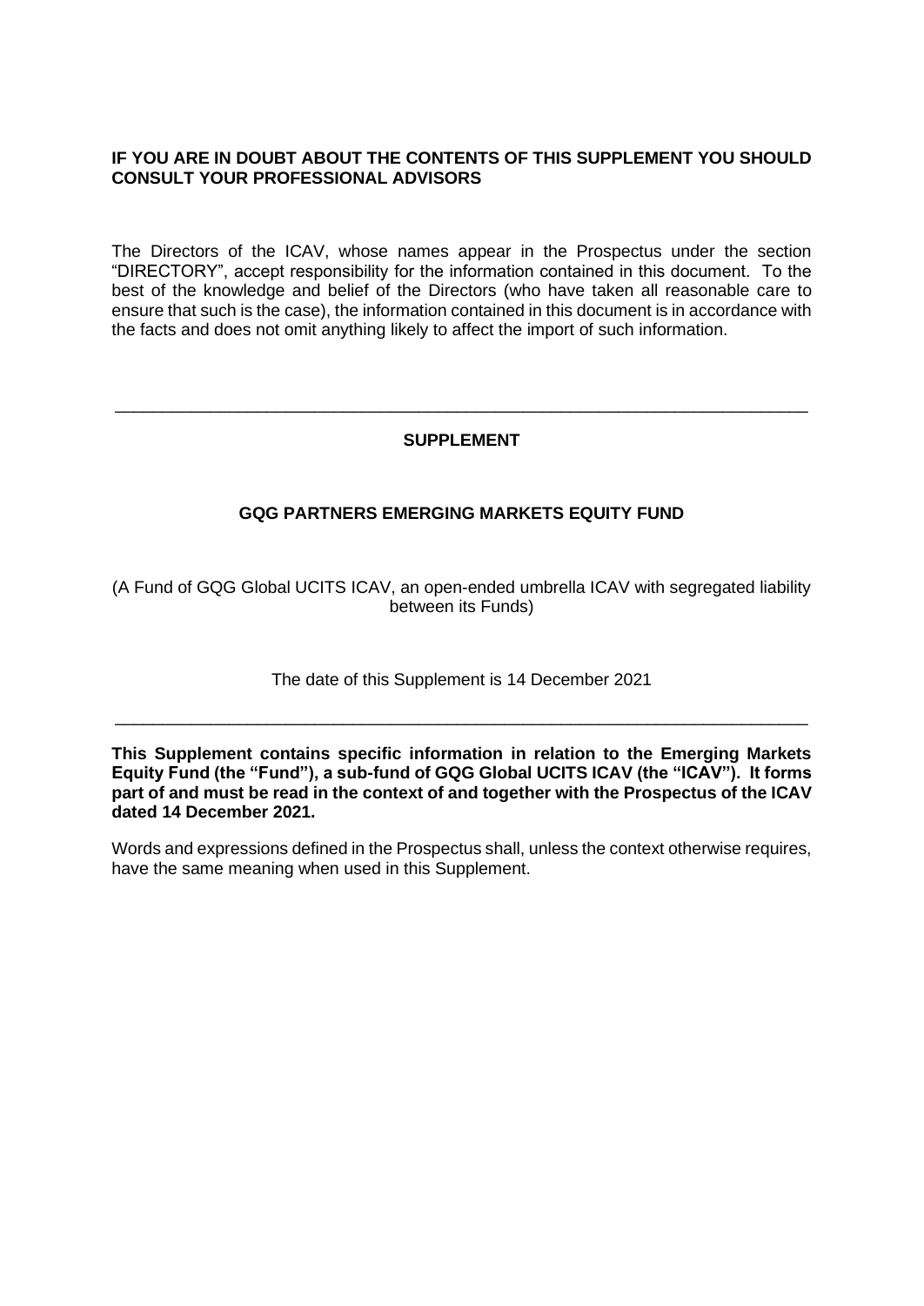**IF YOU ARE IN DOUBT ABOUT THE CONTENTS OF THIS SUPPLEMENT YOU SHOULD CONSULT YOUR PROFESSIONAL ADVISORS**

The Directors of the ICAV, whose names appear in the Prospectus under the section "DIRECTORY", accept responsibility for the information contained in this document. To the best of the knowledge and belief of the Directors (who have taken all reasonable care to ensure that such is the case), the information contained in this document is in accordance with the facts and does not omit anything likely to affect the import of such information.

---

**SUPPLEMENT**

**GQG PARTNERS EMERGING MARKETS EQUITY FUND**

(A Fund of GQG Global UCITS ICAV, an open-ended umbrella ICAV with segregated liability between its Funds)

The date of this Supplement is 14 December 2021

---

**This Supplement contains specific information in relation to the Emerging Markets Equity Fund (the "Fund"), a sub-fund of GQG Global UCITS ICAV (the "ICAV"). It forms part of and must be read in the context of and together with the Prospectus of the ICAV dated 14 December 2021.**

Words and expressions defined in the Prospectus shall, unless the context otherwise requires, have the same meaning when used in this Supplement.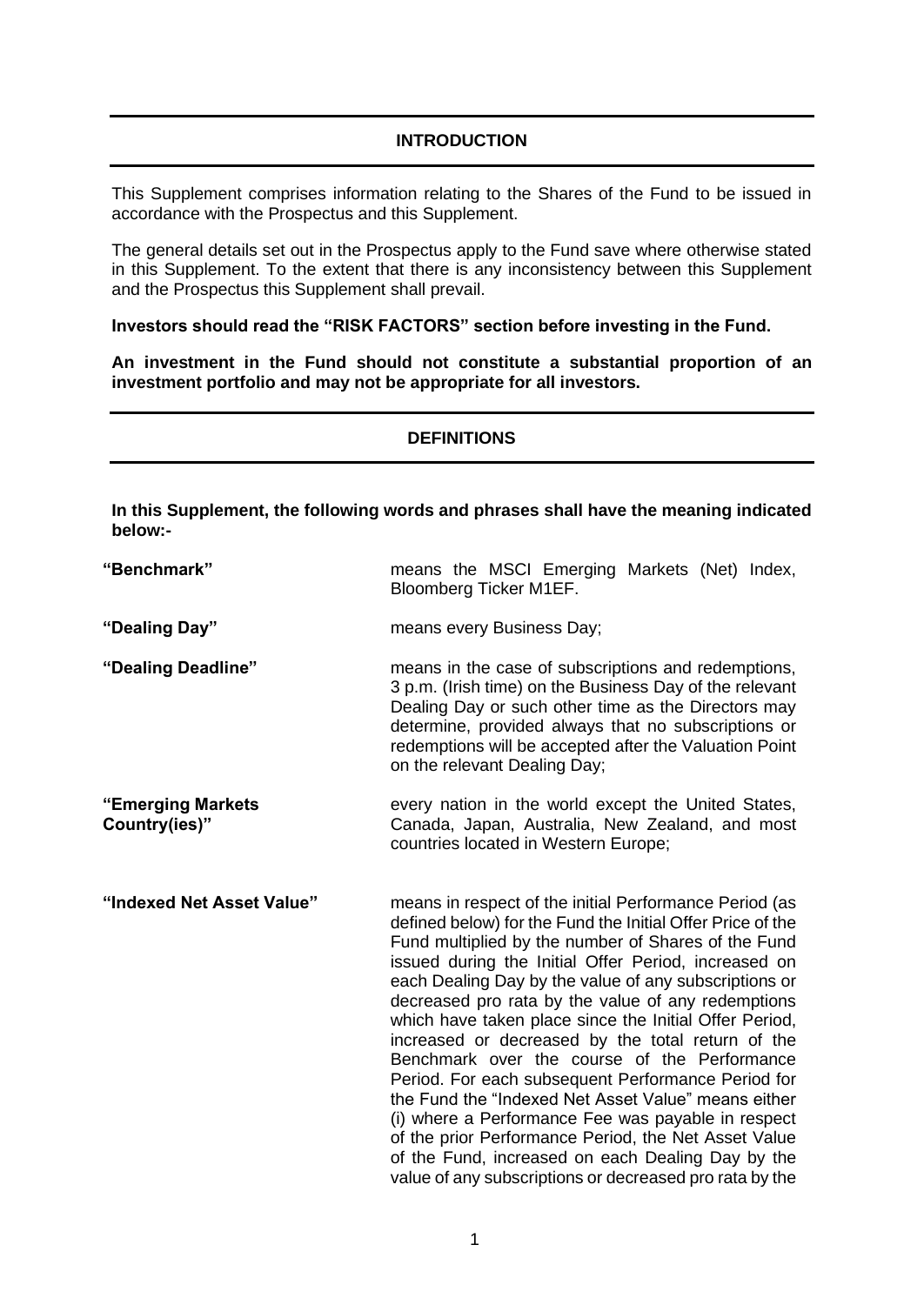## INTRODUCTION

This Supplement comprises information relating to the Shares of the Fund to be issued in accordance with the Prospectus and this Supplement.

The general details set out in the Prospectus apply to the Fund save where otherwise stated in this Supplement. To the extent that there is any inconsistency between this Supplement and the Prospectus this Supplement shall prevail.

**Investors should read the "RISK FACTORS" section before investing in the Fund.**

**An investment in the Fund should not constitute a substantial proportion of an investment portfolio and may not be appropriate for all investors.**

## DEFINITIONS

**In this Supplement, the following words and phrases shall have the meaning indicated below:-**

**"Benchmark"** means the MSCI Emerging Markets (Net) Index, Bloomberg Ticker M1EF.

**"Dealing Day"** means every Business Day;

**"Dealing Deadline"** means in the case of subscriptions and redemptions, 3 p.m. (Irish time) on the Business Day of the relevant Dealing Day or such other time as the Directors may determine, provided always that no subscriptions or redemptions will be accepted after the Valuation Point on the relevant Dealing Day;

**"Emerging Markets Country(ies)"** every nation in the world except the United States, Canada, Japan, Australia, New Zealand, and most countries located in Western Europe;

**"Indexed Net Asset Value"** means in respect of the initial Performance Period (as defined below) for the Fund the Initial Offer Price of the Fund multiplied by the number of Shares of the Fund issued during the Initial Offer Period, increased on each Dealing Day by the value of any subscriptions or decreased pro rata by the value of any redemptions which have taken place since the Initial Offer Period, increased or decreased by the total return of the Benchmark over the course of the Performance Period. For each subsequent Performance Period for the Fund the "Indexed Net Asset Value" means either (i) where a Performance Fee was payable in respect of the prior Performance Period, the Net Asset Value of the Fund, increased on each Dealing Day by the value of any subscriptions or decreased pro rata by the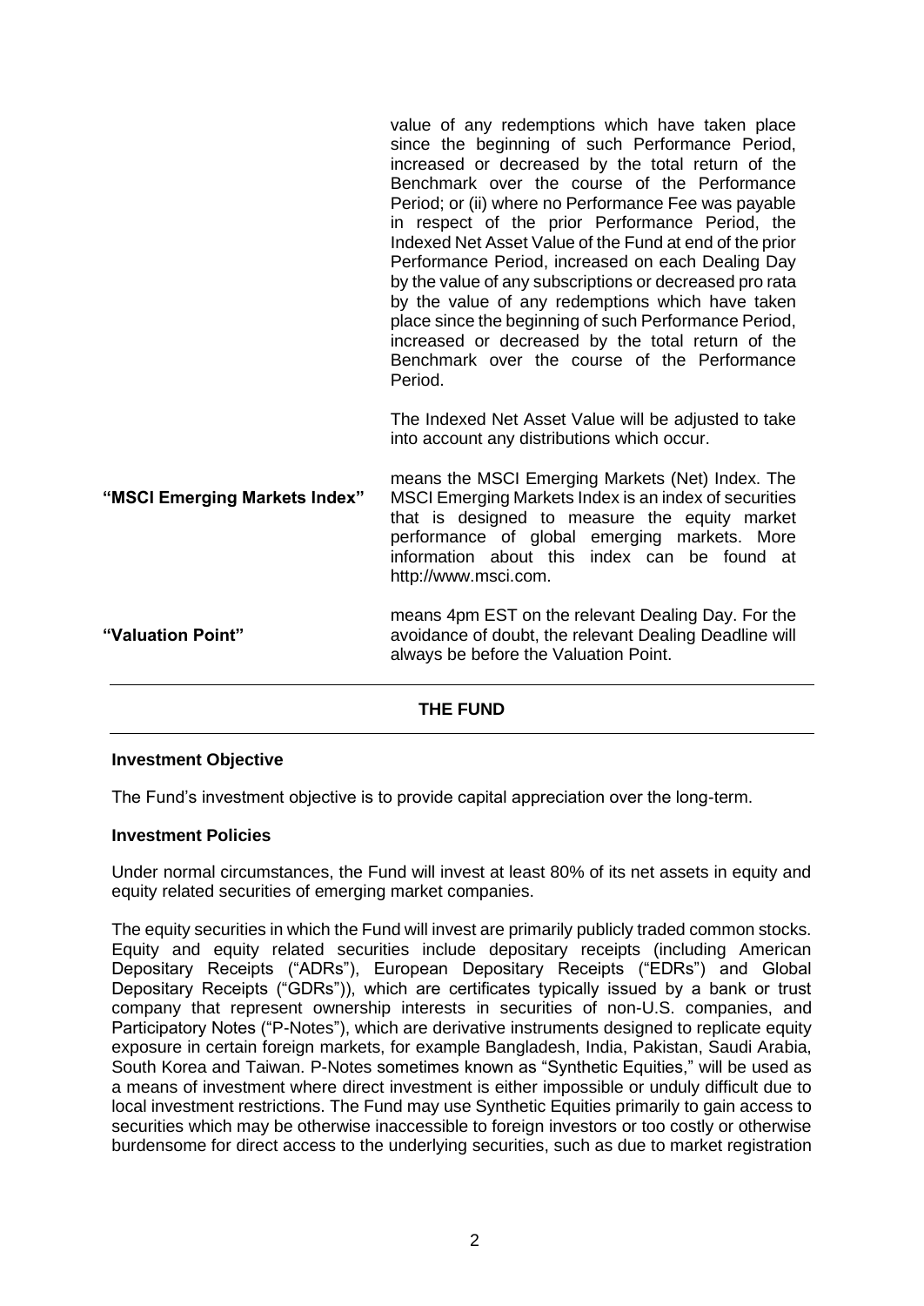| | |
|---|---|
| | value of any redemptions which have taken place since the beginning of such Performance Period, increased or decreased by the total return of the Benchmark over the course of the Performance Period; or (ii) where no Performance Fee was payable in respect of the prior Performance Period, the Indexed Net Asset Value of the Fund at end of the prior Performance Period, increased on each Dealing Day by the value of any subscriptions or decreased pro rata by the value of any redemptions which have taken place since the beginning of such Performance Period, increased or decreased by the total return of the Benchmark over the course of the Performance Period.<br><br>The Indexed Net Asset Value will be adjusted to take into account any distributions which occur. |
| **"MSCI Emerging Markets Index"** | means the MSCI Emerging Markets (Net) Index. The MSCI Emerging Markets Index is an index of securities that is designed to measure the equity market performance of global emerging markets. More information about this index can be found at http://www.msci.com. |
| **"Valuation Point"** | means 4pm EST on the relevant Dealing Day. For the avoidance of doubt, the relevant Dealing Deadline will always be before the Valuation Point. |

## THE FUND

### Investment Objective

The Fund's investment objective is to provide capital appreciation over the long-term.

### Investment Policies

Under normal circumstances, the Fund will invest at least 80% of its net assets in equity and equity related securities of emerging market companies.

The equity securities in which the Fund will invest are primarily publicly traded common stocks. Equity and equity related securities include depositary receipts (including American Depositary Receipts ("ADRs"), European Depositary Receipts ("EDRs") and Global Depositary Receipts ("GDRs")), which are certificates typically issued by a bank or trust company that represent ownership interests in securities of non-U.S. companies, and Participatory Notes ("P-Notes"), which are derivative instruments designed to replicate equity exposure in certain foreign markets, for example Bangladesh, India, Pakistan, Saudi Arabia, South Korea and Taiwan. P-Notes sometimes known as "Synthetic Equities," will be used as a means of investment where direct investment is either impossible or unduly difficult due to local investment restrictions. The Fund may use Synthetic Equities primarily to gain access to securities which may be otherwise inaccessible to foreign investors or too costly or otherwise burdensome for direct access to the underlying securities, such as due to market registration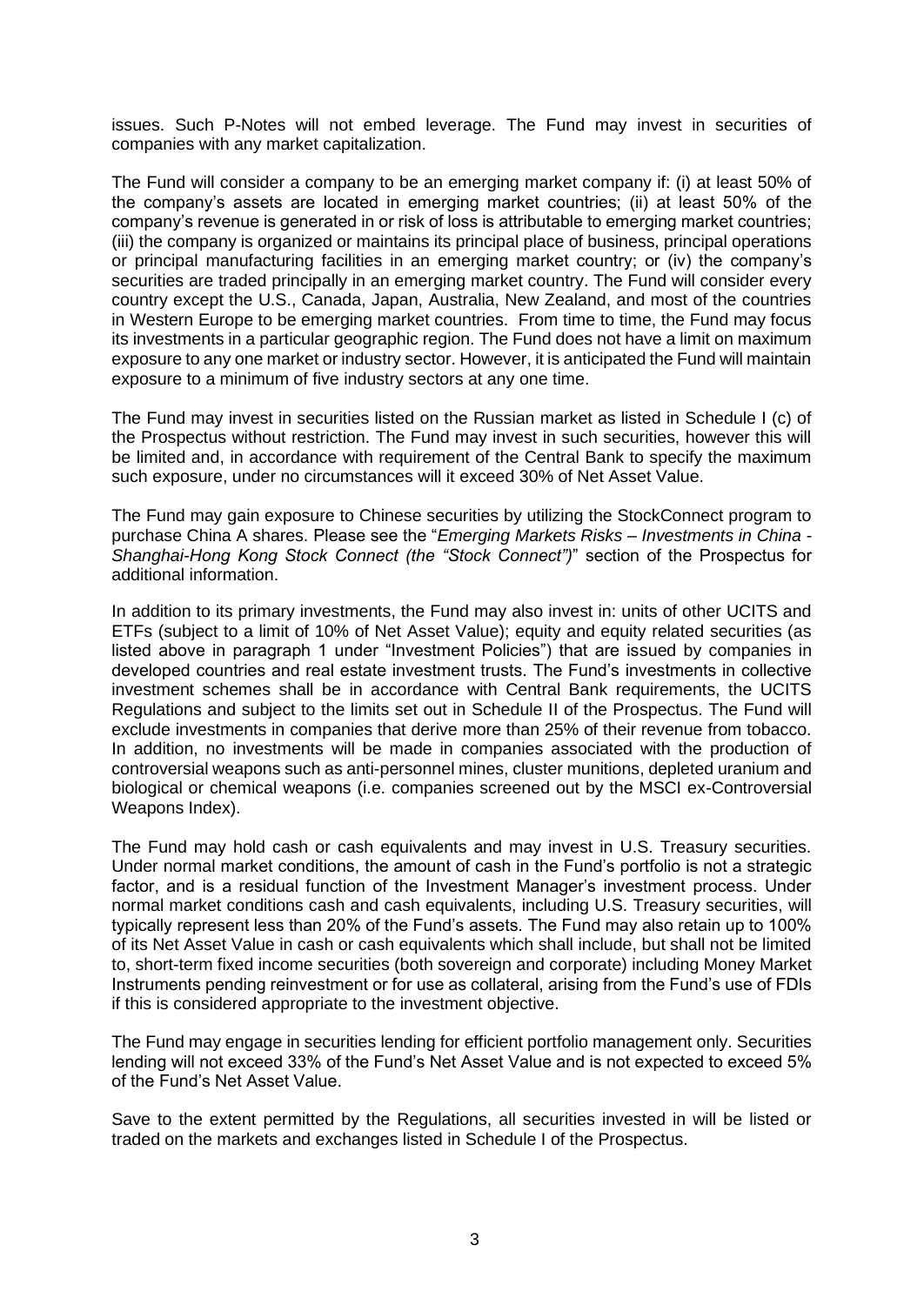issues. Such P-Notes will not embed leverage. The Fund may invest in securities of companies with any market capitalization.

The Fund will consider a company to be an emerging market company if: (i) at least 50% of the company's assets are located in emerging market countries; (ii) at least 50% of the company's revenue is generated in or risk of loss is attributable to emerging market countries; (iii) the company is organized or maintains its principal place of business, principal operations or principal manufacturing facilities in an emerging market country; or (iv) the company's securities are traded principally in an emerging market country. The Fund will consider every country except the U.S., Canada, Japan, Australia, New Zealand, and most of the countries in Western Europe to be emerging market countries. From time to time, the Fund may focus its investments in a particular geographic region. The Fund does not have a limit on maximum exposure to any one market or industry sector. However, it is anticipated the Fund will maintain exposure to a minimum of five industry sectors at any one time.

The Fund may invest in securities listed on the Russian market as listed in Schedule I (c) of the Prospectus without restriction. The Fund may invest in such securities, however this will be limited and, in accordance with requirement of the Central Bank to specify the maximum such exposure, under no circumstances will it exceed 30% of Net Asset Value.

The Fund may gain exposure to Chinese securities by utilizing the StockConnect program to purchase China A shares. Please see the "*Emerging Markets Risks – Investments in China - Shanghai-Hong Kong Stock Connect (the "Stock Connect")*" section of the Prospectus for additional information.

In addition to its primary investments, the Fund may also invest in: units of other UCITS and ETFs (subject to a limit of 10% of Net Asset Value); equity and equity related securities (as listed above in paragraph 1 under "Investment Policies") that are issued by companies in developed countries and real estate investment trusts. The Fund's investments in collective investment schemes shall be in accordance with Central Bank requirements, the UCITS Regulations and subject to the limits set out in Schedule II of the Prospectus. The Fund will exclude investments in companies that derive more than 25% of their revenue from tobacco. In addition, no investments will be made in companies associated with the production of controversial weapons such as anti-personnel mines, cluster munitions, depleted uranium and biological or chemical weapons (i.e. companies screened out by the MSCI ex-Controversial Weapons Index).

The Fund may hold cash or cash equivalents and may invest in U.S. Treasury securities. Under normal market conditions, the amount of cash in the Fund's portfolio is not a strategic factor, and is a residual function of the Investment Manager's investment process. Under normal market conditions cash and cash equivalents, including U.S. Treasury securities, will typically represent less than 20% of the Fund's assets. The Fund may also retain up to 100% of its Net Asset Value in cash or cash equivalents which shall include, but shall not be limited to, short-term fixed income securities (both sovereign and corporate) including Money Market Instruments pending reinvestment or for use as collateral, arising from the Fund's use of FDIs if this is considered appropriate to the investment objective.

The Fund may engage in securities lending for efficient portfolio management only. Securities lending will not exceed 33% of the Fund's Net Asset Value and is not expected to exceed 5% of the Fund's Net Asset Value.

Save to the extent permitted by the Regulations, all securities invested in will be listed or traded on the markets and exchanges listed in Schedule I of the Prospectus.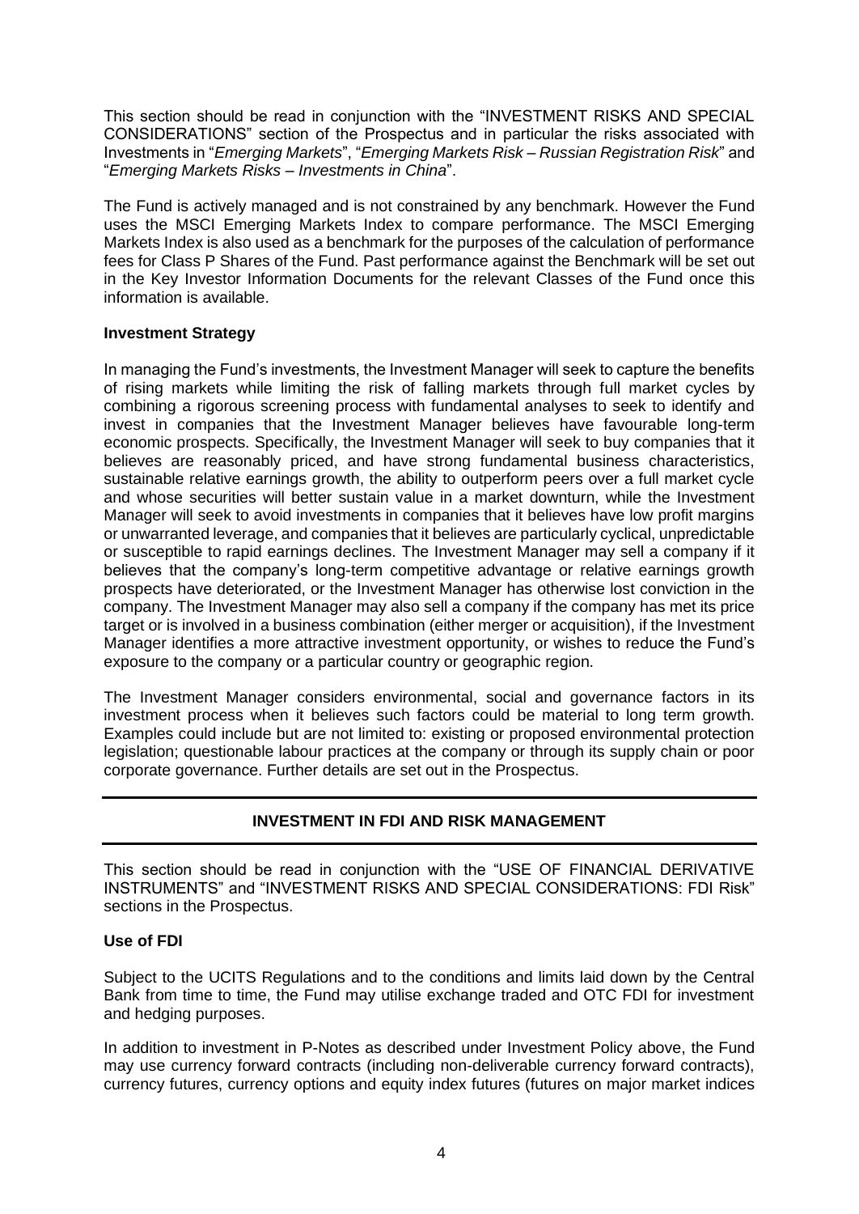This section should be read in conjunction with the "INVESTMENT RISKS AND SPECIAL CONSIDERATIONS" section of the Prospectus and in particular the risks associated with Investments in "*Emerging Markets*", "*Emerging Markets Risk – Russian Registration Risk*" and "*Emerging Markets Risks – Investments in China*".

The Fund is actively managed and is not constrained by any benchmark. However the Fund uses the MSCI Emerging Markets Index to compare performance. The MSCI Emerging Markets Index is also used as a benchmark for the purposes of the calculation of performance fees for Class P Shares of the Fund. Past performance against the Benchmark will be set out in the Key Investor Information Documents for the relevant Classes of the Fund once this information is available.

**Investment Strategy**

In managing the Fund's investments, the Investment Manager will seek to capture the benefits of rising markets while limiting the risk of falling markets through full market cycles by combining a rigorous screening process with fundamental analyses to seek to identify and invest in companies that the Investment Manager believes have favourable long-term economic prospects. Specifically, the Investment Manager will seek to buy companies that it believes are reasonably priced, and have strong fundamental business characteristics, sustainable relative earnings growth, the ability to outperform peers over a full market cycle and whose securities will better sustain value in a market downturn, while the Investment Manager will seek to avoid investments in companies that it believes have low profit margins or unwarranted leverage, and companies that it believes are particularly cyclical, unpredictable or susceptible to rapid earnings declines. The Investment Manager may sell a company if it believes that the company's long-term competitive advantage or relative earnings growth prospects have deteriorated, or the Investment Manager has otherwise lost conviction in the company. The Investment Manager may also sell a company if the company has met its price target or is involved in a business combination (either merger or acquisition), if the Investment Manager identifies a more attractive investment opportunity, or wishes to reduce the Fund's exposure to the company or a particular country or geographic region.

The Investment Manager considers environmental, social and governance factors in its investment process when it believes such factors could be material to long term growth. Examples could include but are not limited to: existing or proposed environmental protection legislation; questionable labour practices at the company or through its supply chain or poor corporate governance. Further details are set out in the Prospectus.

## INVESTMENT IN FDI AND RISK MANAGEMENT

This section should be read in conjunction with the "USE OF FINANCIAL DERIVATIVE INSTRUMENTS" and "INVESTMENT RISKS AND SPECIAL CONSIDERATIONS: FDI Risk" sections in the Prospectus.

**Use of FDI**

Subject to the UCITS Regulations and to the conditions and limits laid down by the Central Bank from time to time, the Fund may utilise exchange traded and OTC FDI for investment and hedging purposes.

In addition to investment in P-Notes as described under Investment Policy above, the Fund may use currency forward contracts (including non-deliverable currency forward contracts), currency futures, currency options and equity index futures (futures on major market indices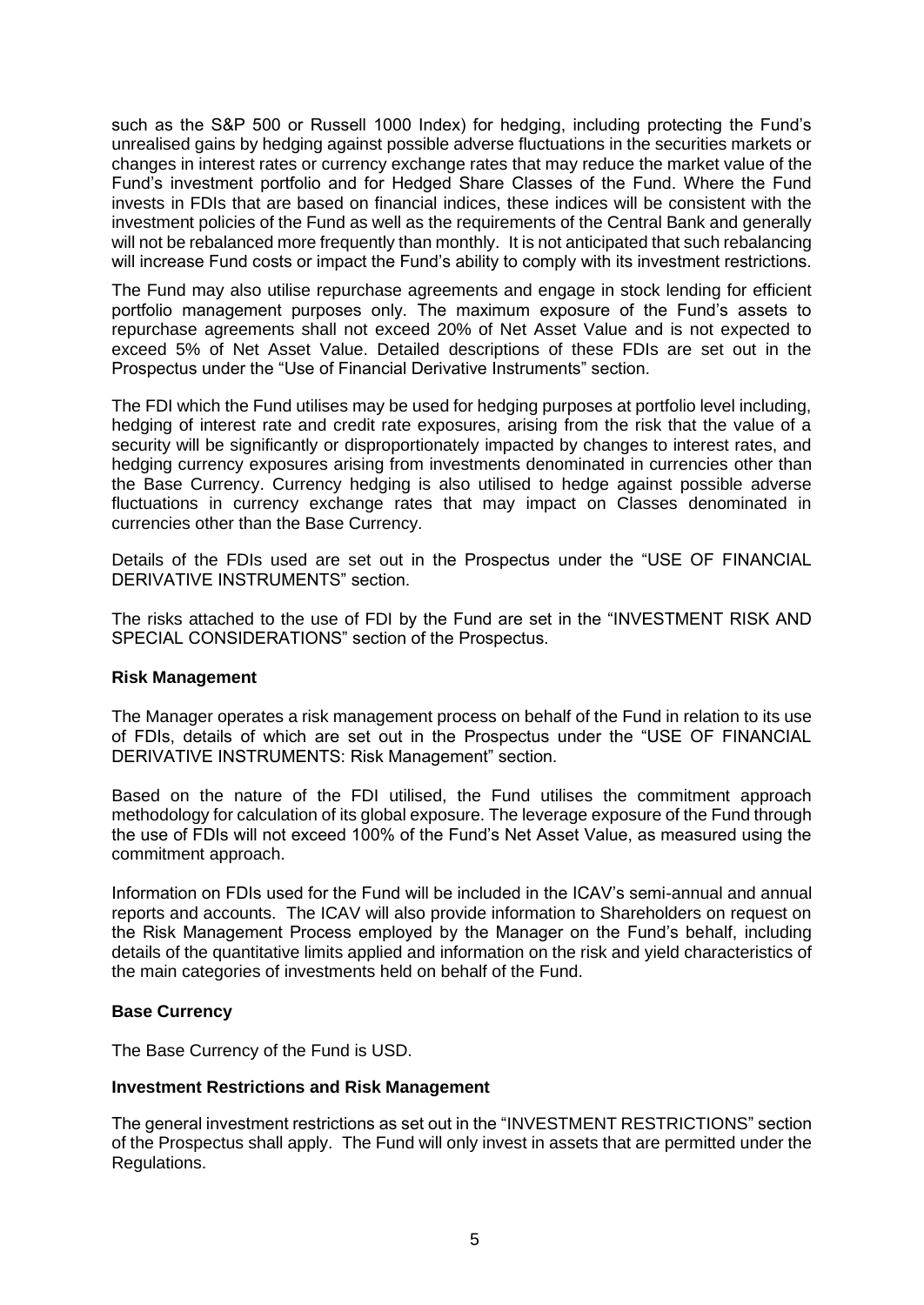such as the S&P 500 or Russell 1000 Index) for hedging, including protecting the Fund's unrealised gains by hedging against possible adverse fluctuations in the securities markets or changes in interest rates or currency exchange rates that may reduce the market value of the Fund's investment portfolio and for Hedged Share Classes of the Fund. Where the Fund invests in FDIs that are based on financial indices, these indices will be consistent with the investment policies of the Fund as well as the requirements of the Central Bank and generally will not be rebalanced more frequently than monthly. It is not anticipated that such rebalancing will increase Fund costs or impact the Fund's ability to comply with its investment restrictions.

The Fund may also utilise repurchase agreements and engage in stock lending for efficient portfolio management purposes only. The maximum exposure of the Fund's assets to repurchase agreements shall not exceed 20% of Net Asset Value and is not expected to exceed 5% of Net Asset Value. Detailed descriptions of these FDIs are set out in the Prospectus under the "Use of Financial Derivative Instruments" section.

The FDI which the Fund utilises may be used for hedging purposes at portfolio level including, hedging of interest rate and credit rate exposures, arising from the risk that the value of a security will be significantly or disproportionately impacted by changes to interest rates, and hedging currency exposures arising from investments denominated in currencies other than the Base Currency. Currency hedging is also utilised to hedge against possible adverse fluctuations in currency exchange rates that may impact on Classes denominated in currencies other than the Base Currency.

Details of the FDIs used are set out in the Prospectus under the "USE OF FINANCIAL DERIVATIVE INSTRUMENTS" section.

The risks attached to the use of FDI by the Fund are set in the "INVESTMENT RISK AND SPECIAL CONSIDERATIONS" section of the Prospectus.

**Risk Management**

The Manager operates a risk management process on behalf of the Fund in relation to its use of FDIs, details of which are set out in the Prospectus under the "USE OF FINANCIAL DERIVATIVE INSTRUMENTS: Risk Management" section.

Based on the nature of the FDI utilised, the Fund utilises the commitment approach methodology for calculation of its global exposure. The leverage exposure of the Fund through the use of FDIs will not exceed 100% of the Fund's Net Asset Value, as measured using the commitment approach.

Information on FDIs used for the Fund will be included in the ICAV's semi-annual and annual reports and accounts. The ICAV will also provide information to Shareholders on request on the Risk Management Process employed by the Manager on the Fund's behalf, including details of the quantitative limits applied and information on the risk and yield characteristics of the main categories of investments held on behalf of the Fund.

**Base Currency**

The Base Currency of the Fund is USD.

**Investment Restrictions and Risk Management**

The general investment restrictions as set out in the "INVESTMENT RESTRICTIONS" section of the Prospectus shall apply. The Fund will only invest in assets that are permitted under the Regulations.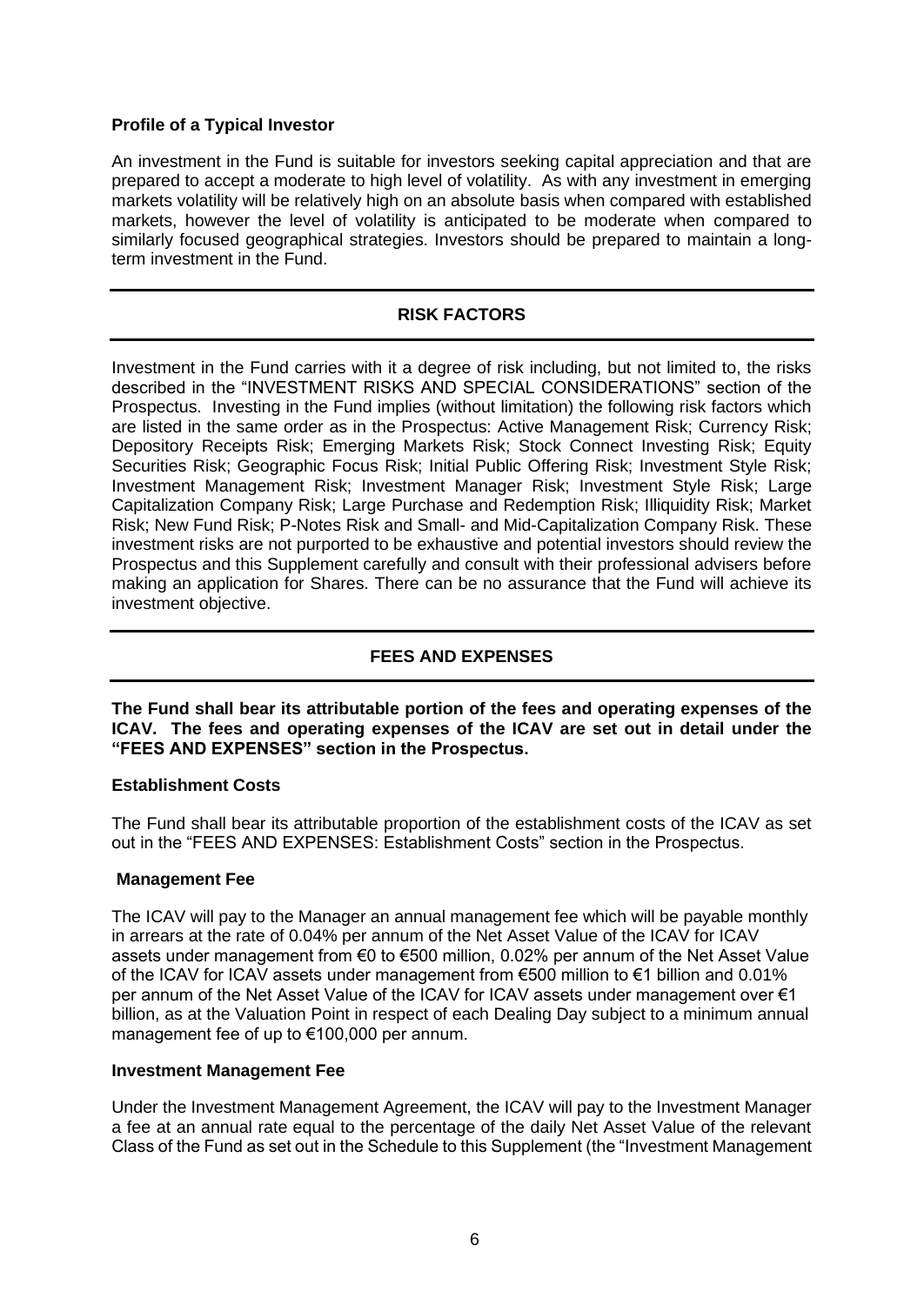**Profile of a Typical Investor**

An investment in the Fund is suitable for investors seeking capital appreciation and that are prepared to accept a moderate to high level of volatility. As with any investment in emerging markets volatility will be relatively high on an absolute basis when compared with established markets, however the level of volatility is anticipated to be moderate when compared to similarly focused geographical strategies. Investors should be prepared to maintain a long-term investment in the Fund.

## RISK FACTORS

Investment in the Fund carries with it a degree of risk including, but not limited to, the risks described in the "INVESTMENT RISKS AND SPECIAL CONSIDERATIONS" section of the Prospectus. Investing in the Fund implies (without limitation) the following risk factors which are listed in the same order as in the Prospectus: Active Management Risk; Currency Risk; Depository Receipts Risk; Emerging Markets Risk; Stock Connect Investing Risk; Equity Securities Risk; Geographic Focus Risk; Initial Public Offering Risk; Investment Style Risk; Investment Management Risk; Investment Manager Risk; Investment Style Risk; Large Capitalization Company Risk; Large Purchase and Redemption Risk; Illiquidity Risk; Market Risk; New Fund Risk; P-Notes Risk and Small- and Mid-Capitalization Company Risk. These investment risks are not purported to be exhaustive and potential investors should review the Prospectus and this Supplement carefully and consult with their professional advisers before making an application for Shares. There can be no assurance that the Fund will achieve its investment objective.

## FEES AND EXPENSES

**The Fund shall bear its attributable portion of the fees and operating expenses of the ICAV. The fees and operating expenses of the ICAV are set out in detail under the "FEES AND EXPENSES" section in the Prospectus.**

**Establishment Costs**

The Fund shall bear its attributable proportion of the establishment costs of the ICAV as set out in the "FEES AND EXPENSES: Establishment Costs" section in the Prospectus.

**Management Fee**

The ICAV will pay to the Manager an annual management fee which will be payable monthly in arrears at the rate of 0.04% per annum of the Net Asset Value of the ICAV for ICAV assets under management from €0 to €500 million, 0.02% per annum of the Net Asset Value of the ICAV for ICAV assets under management from €500 million to €1 billion and 0.01% per annum of the Net Asset Value of the ICAV for ICAV assets under management over €1 billion, as at the Valuation Point in respect of each Dealing Day subject to a minimum annual management fee of up to €100,000 per annum.

**Investment Management Fee**

Under the Investment Management Agreement, the ICAV will pay to the Investment Manager a fee at an annual rate equal to the percentage of the daily Net Asset Value of the relevant Class of the Fund as set out in the Schedule to this Supplement (the "Investment Management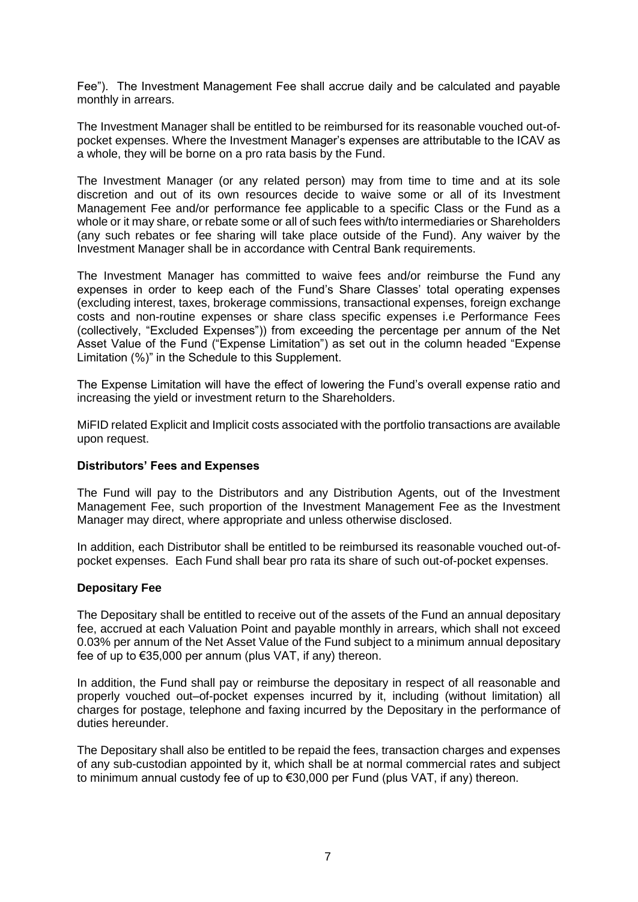Fee"). The Investment Management Fee shall accrue daily and be calculated and payable monthly in arrears.

The Investment Manager shall be entitled to be reimbursed for its reasonable vouched out-of-pocket expenses. Where the Investment Manager's expenses are attributable to the ICAV as a whole, they will be borne on a pro rata basis by the Fund.

The Investment Manager (or any related person) may from time to time and at its sole discretion and out of its own resources decide to waive some or all of its Investment Management Fee and/or performance fee applicable to a specific Class or the Fund as a whole or it may share, or rebate some or all of such fees with/to intermediaries or Shareholders (any such rebates or fee sharing will take place outside of the Fund). Any waiver by the Investment Manager shall be in accordance with Central Bank requirements.

The Investment Manager has committed to waive fees and/or reimburse the Fund any expenses in order to keep each of the Fund's Share Classes' total operating expenses (excluding interest, taxes, brokerage commissions, transactional expenses, foreign exchange costs and non-routine expenses or share class specific expenses i.e Performance Fees (collectively, "Excluded Expenses")) from exceeding the percentage per annum of the Net Asset Value of the Fund ("Expense Limitation") as set out in the column headed "Expense Limitation (%)" in the Schedule to this Supplement.

The Expense Limitation will have the effect of lowering the Fund's overall expense ratio and increasing the yield or investment return to the Shareholders.

MiFID related Explicit and Implicit costs associated with the portfolio transactions are available upon request.

**Distributors' Fees and Expenses**

The Fund will pay to the Distributors and any Distribution Agents, out of the Investment Management Fee, such proportion of the Investment Management Fee as the Investment Manager may direct, where appropriate and unless otherwise disclosed.

In addition, each Distributor shall be entitled to be reimbursed its reasonable vouched out-of-pocket expenses. Each Fund shall bear pro rata its share of such out-of-pocket expenses.

**Depositary Fee**

The Depositary shall be entitled to receive out of the assets of the Fund an annual depositary fee, accrued at each Valuation Point and payable monthly in arrears, which shall not exceed 0.03% per annum of the Net Asset Value of the Fund subject to a minimum annual depositary fee of up to €35,000 per annum (plus VAT, if any) thereon.

In addition, the Fund shall pay or reimburse the depositary in respect of all reasonable and properly vouched out–of-pocket expenses incurred by it, including (without limitation) all charges for postage, telephone and faxing incurred by the Depositary in the performance of duties hereunder.

The Depositary shall also be entitled to be repaid the fees, transaction charges and expenses of any sub-custodian appointed by it, which shall be at normal commercial rates and subject to minimum annual custody fee of up to €30,000 per Fund (plus VAT, if any) thereon.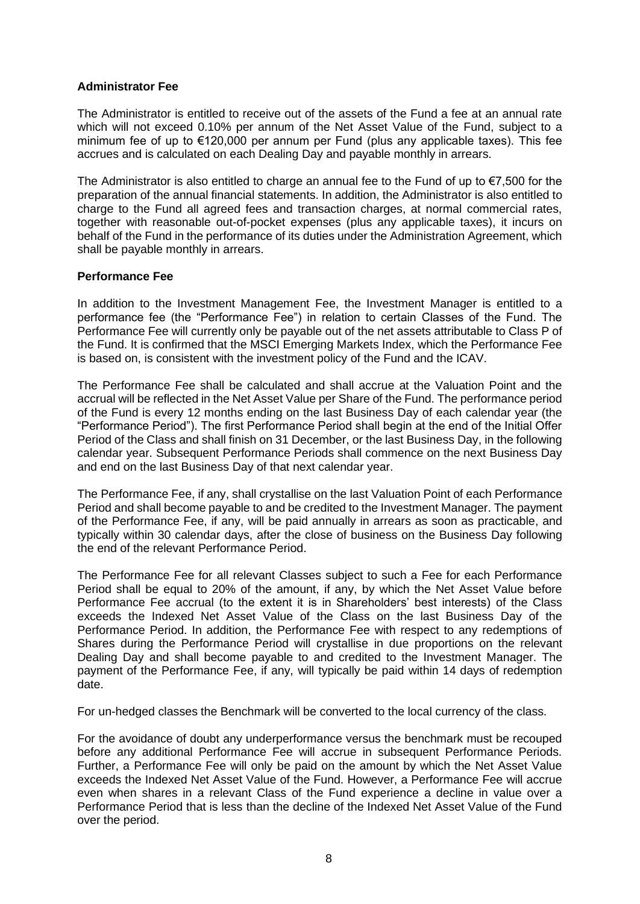**Administrator Fee**

The Administrator is entitled to receive out of the assets of the Fund a fee at an annual rate which will not exceed 0.10% per annum of the Net Asset Value of the Fund, subject to a minimum fee of up to €120,000 per annum per Fund (plus any applicable taxes). This fee accrues and is calculated on each Dealing Day and payable monthly in arrears.

The Administrator is also entitled to charge an annual fee to the Fund of up to €7,500 for the preparation of the annual financial statements. In addition, the Administrator is also entitled to charge to the Fund all agreed fees and transaction charges, at normal commercial rates, together with reasonable out-of-pocket expenses (plus any applicable taxes), it incurs on behalf of the Fund in the performance of its duties under the Administration Agreement, which shall be payable monthly in arrears.

**Performance Fee**

In addition to the Investment Management Fee, the Investment Manager is entitled to a performance fee (the "Performance Fee") in relation to certain Classes of the Fund. The Performance Fee will currently only be payable out of the net assets attributable to Class P of the Fund. It is confirmed that the MSCI Emerging Markets Index, which the Performance Fee is based on, is consistent with the investment policy of the Fund and the ICAV.

The Performance Fee shall be calculated and shall accrue at the Valuation Point and the accrual will be reflected in the Net Asset Value per Share of the Fund. The performance period of the Fund is every 12 months ending on the last Business Day of each calendar year (the "Performance Period"). The first Performance Period shall begin at the end of the Initial Offer Period of the Class and shall finish on 31 December, or the last Business Day, in the following calendar year. Subsequent Performance Periods shall commence on the next Business Day and end on the last Business Day of that next calendar year.

The Performance Fee, if any, shall crystallise on the last Valuation Point of each Performance Period and shall become payable to and be credited to the Investment Manager. The payment of the Performance Fee, if any, will be paid annually in arrears as soon as practicable, and typically within 30 calendar days, after the close of business on the Business Day following the end of the relevant Performance Period.

The Performance Fee for all relevant Classes subject to such a Fee for each Performance Period shall be equal to 20% of the amount, if any, by which the Net Asset Value before Performance Fee accrual (to the extent it is in Shareholders' best interests) of the Class exceeds the Indexed Net Asset Value of the Class on the last Business Day of the Performance Period. In addition, the Performance Fee with respect to any redemptions of Shares during the Performance Period will crystallise in due proportions on the relevant Dealing Day and shall become payable to and credited to the Investment Manager. The payment of the Performance Fee, if any, will typically be paid within 14 days of redemption date.

For un-hedged classes the Benchmark will be converted to the local currency of the class.

For the avoidance of doubt any underperformance versus the benchmark must be recouped before any additional Performance Fee will accrue in subsequent Performance Periods. Further, a Performance Fee will only be paid on the amount by which the Net Asset Value exceeds the Indexed Net Asset Value of the Fund. However, a Performance Fee will accrue even when shares in a relevant Class of the Fund experience a decline in value over a Performance Period that is less than the decline of the Indexed Net Asset Value of the Fund over the period.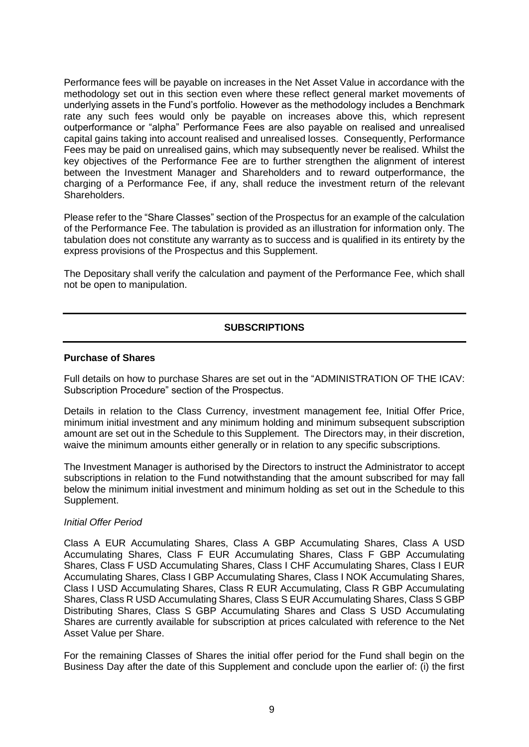Performance fees will be payable on increases in the Net Asset Value in accordance with the methodology set out in this section even where these reflect general market movements of underlying assets in the Fund's portfolio. However as the methodology includes a Benchmark rate any such fees would only be payable on increases above this, which represent outperformance or "alpha" Performance Fees are also payable on realised and unrealised capital gains taking into account realised and unrealised losses. Consequently, Performance Fees may be paid on unrealised gains, which may subsequently never be realised. Whilst the key objectives of the Performance Fee are to further strengthen the alignment of interest between the Investment Manager and Shareholders and to reward outperformance, the charging of a Performance Fee, if any, shall reduce the investment return of the relevant Shareholders.

Please refer to the "Share Classes" section of the Prospectus for an example of the calculation of the Performance Fee. The tabulation is provided as an illustration for information only. The tabulation does not constitute any warranty as to success and is qualified in its entirety by the express provisions of the Prospectus and this Supplement.

The Depositary shall verify the calculation and payment of the Performance Fee, which shall not be open to manipulation.

## SUBSCRIPTIONS

**Purchase of Shares**

Full details on how to purchase Shares are set out in the "ADMINISTRATION OF THE ICAV: Subscription Procedure" section of the Prospectus.

Details in relation to the Class Currency, investment management fee, Initial Offer Price, minimum initial investment and any minimum holding and minimum subsequent subscription amount are set out in the Schedule to this Supplement. The Directors may, in their discretion, waive the minimum amounts either generally or in relation to any specific subscriptions.

The Investment Manager is authorised by the Directors to instruct the Administrator to accept subscriptions in relation to the Fund notwithstanding that the amount subscribed for may fall below the minimum initial investment and minimum holding as set out in the Schedule to this Supplement.

*Initial Offer Period*

Class A EUR Accumulating Shares, Class A GBP Accumulating Shares, Class A USD Accumulating Shares, Class F EUR Accumulating Shares, Class F GBP Accumulating Shares, Class F USD Accumulating Shares, Class I CHF Accumulating Shares, Class I EUR Accumulating Shares, Class I GBP Accumulating Shares, Class I NOK Accumulating Shares, Class I USD Accumulating Shares, Class R EUR Accumulating, Class R GBP Accumulating Shares, Class R USD Accumulating Shares, Class S EUR Accumulating Shares, Class S GBP Distributing Shares, Class S GBP Accumulating Shares and Class S USD Accumulating Shares are currently available for subscription at prices calculated with reference to the Net Asset Value per Share.

For the remaining Classes of Shares the initial offer period for the Fund shall begin on the Business Day after the date of this Supplement and conclude upon the earlier of: (i) the first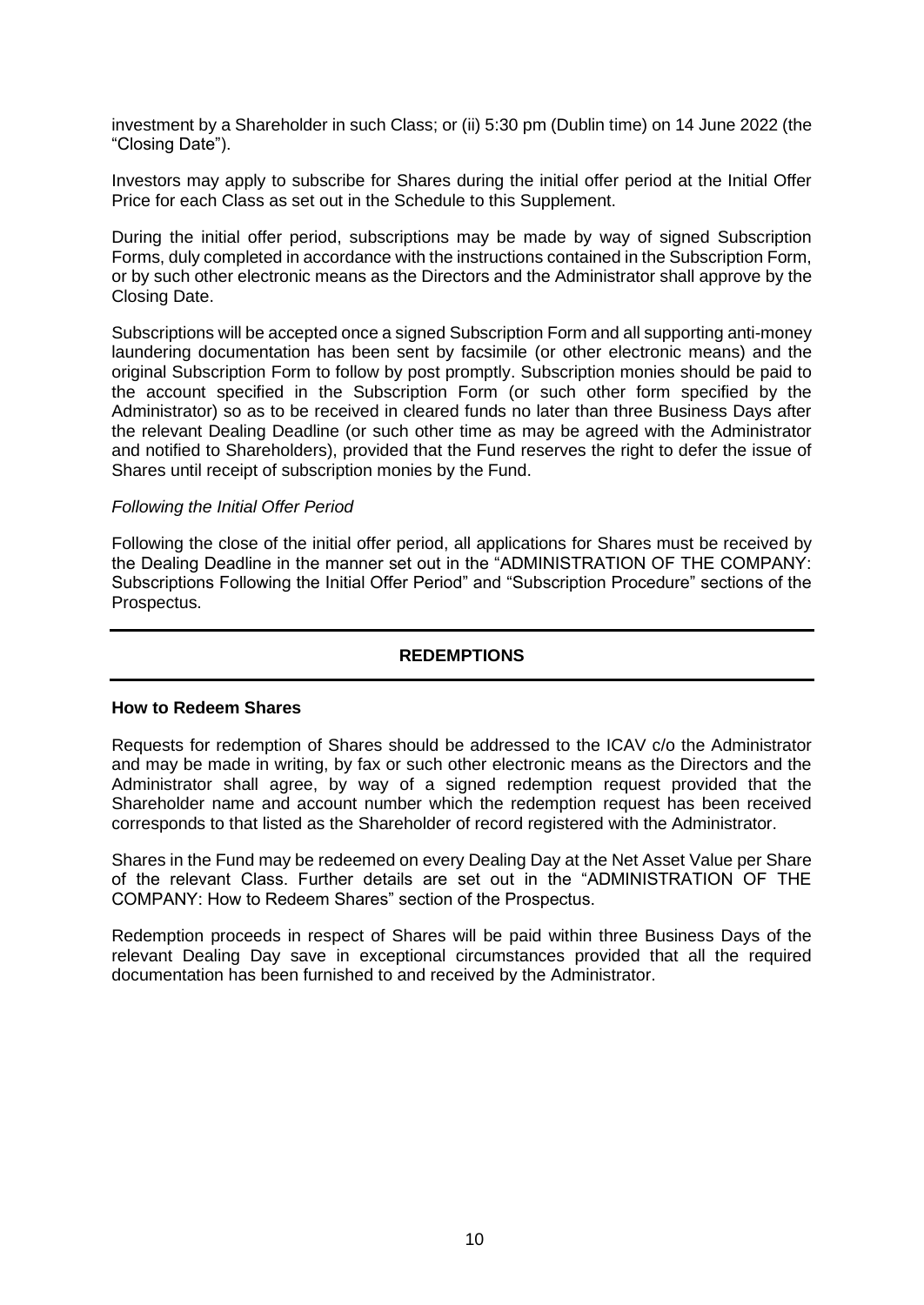investment by a Shareholder in such Class; or (ii) 5:30 pm (Dublin time) on 14 June 2022 (the "Closing Date").

Investors may apply to subscribe for Shares during the initial offer period at the Initial Offer Price for each Class as set out in the Schedule to this Supplement.

During the initial offer period, subscriptions may be made by way of signed Subscription Forms, duly completed in accordance with the instructions contained in the Subscription Form, or by such other electronic means as the Directors and the Administrator shall approve by the Closing Date.

Subscriptions will be accepted once a signed Subscription Form and all supporting anti-money laundering documentation has been sent by facsimile (or other electronic means) and the original Subscription Form to follow by post promptly. Subscription monies should be paid to the account specified in the Subscription Form (or such other form specified by the Administrator) so as to be received in cleared funds no later than three Business Days after the relevant Dealing Deadline (or such other time as may be agreed with the Administrator and notified to Shareholders), provided that the Fund reserves the right to defer the issue of Shares until receipt of subscription monies by the Fund.

*Following the Initial Offer Period*

Following the close of the initial offer period, all applications for Shares must be received by the Dealing Deadline in the manner set out in the "ADMINISTRATION OF THE COMPANY: Subscriptions Following the Initial Offer Period" and "Subscription Procedure" sections of the Prospectus.

## REDEMPTIONS

**How to Redeem Shares**

Requests for redemption of Shares should be addressed to the ICAV c/o the Administrator and may be made in writing, by fax or such other electronic means as the Directors and the Administrator shall agree, by way of a signed redemption request provided that the Shareholder name and account number which the redemption request has been received corresponds to that listed as the Shareholder of record registered with the Administrator.

Shares in the Fund may be redeemed on every Dealing Day at the Net Asset Value per Share of the relevant Class. Further details are set out in the "ADMINISTRATION OF THE COMPANY: How to Redeem Shares" section of the Prospectus.

Redemption proceeds in respect of Shares will be paid within three Business Days of the relevant Dealing Day save in exceptional circumstances provided that all the required documentation has been furnished to and received by the Administrator.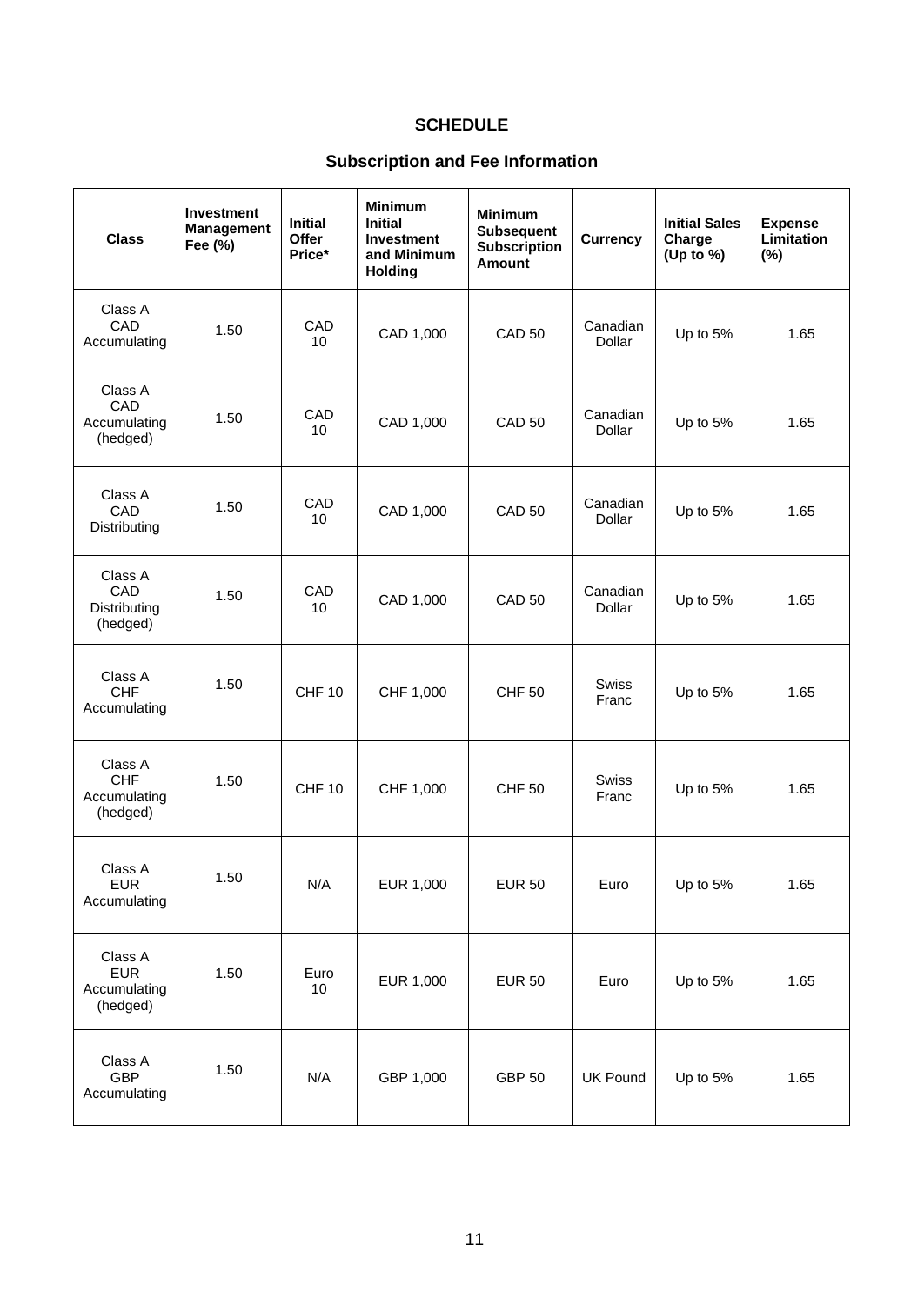# SCHEDULE

## Subscription and Fee Information

| Class | Investment Management Fee (%) | Initial Offer Price* | Minimum Initial Investment and Minimum Holding | Minimum Subsequent Subscription Amount | Currency | Initial Sales Charge (Up to %) | Expense Limitation (%) |
|---|---|---|---|---|---|---|---|
| Class A CAD Accumulating | 1.50 | CAD 10 | CAD 1,000 | CAD 50 | Canadian Dollar | Up to 5% | 1.65 |
| Class A CAD Accumulating (hedged) | 1.50 | CAD 10 | CAD 1,000 | CAD 50 | Canadian Dollar | Up to 5% | 1.65 |
| Class A CAD Distributing | 1.50 | CAD 10 | CAD 1,000 | CAD 50 | Canadian Dollar | Up to 5% | 1.65 |
| Class A CAD Distributing (hedged) | 1.50 | CAD 10 | CAD 1,000 | CAD 50 | Canadian Dollar | Up to 5% | 1.65 |
| Class A CHF Accumulating | 1.50 | CHF 10 | CHF 1,000 | CHF 50 | Swiss Franc | Up to 5% | 1.65 |
| Class A CHF Accumulating (hedged) | 1.50 | CHF 10 | CHF 1,000 | CHF 50 | Swiss Franc | Up to 5% | 1.65 |
| Class A EUR Accumulating | 1.50 | N/A | EUR 1,000 | EUR 50 | Euro | Up to 5% | 1.65 |
| Class A EUR Accumulating (hedged) | 1.50 | Euro 10 | EUR 1,000 | EUR 50 | Euro | Up to 5% | 1.65 |
| Class A GBP Accumulating | 1.50 | N/A | GBP 1,000 | GBP 50 | UK Pound | Up to 5% | 1.65 |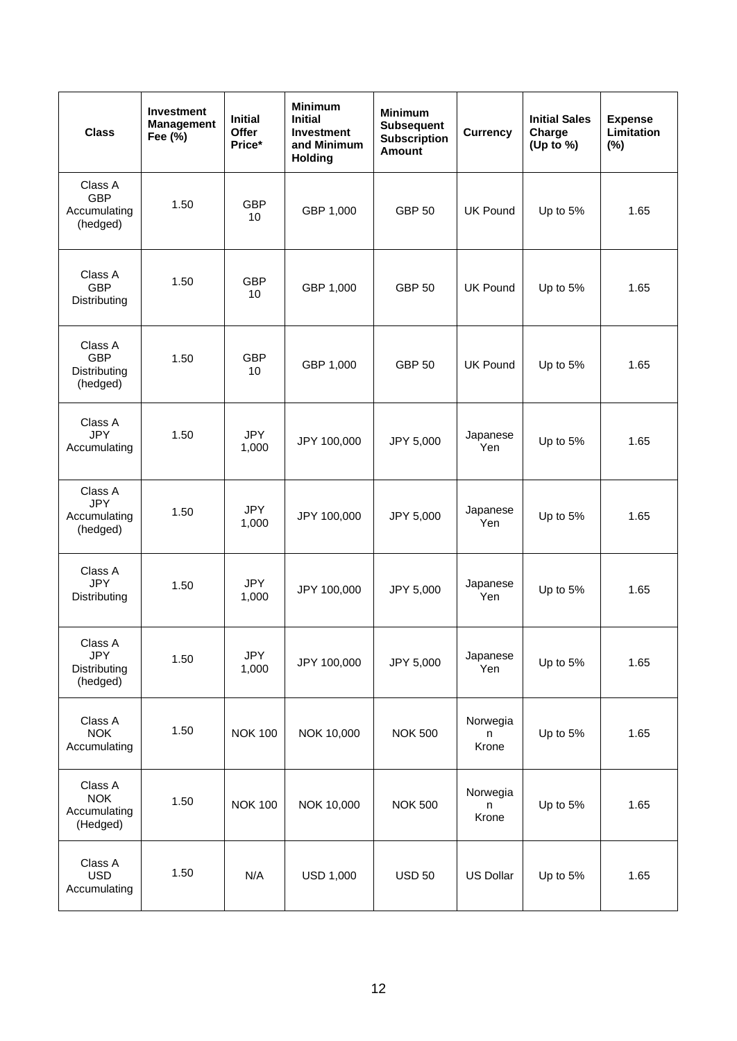| Class | Investment Management Fee (%) | Initial Offer Price* | Minimum Initial Investment and Minimum Holding | Minimum Subsequent Subscription Amount | Currency | Initial Sales Charge (Up to %) | Expense Limitation (%) |
|---|---|---|---|---|---|---|---|
| Class A GBP Accumulating (hedged) | 1.50 | GBP 10 | GBP 1,000 | GBP 50 | UK Pound | Up to 5% | 1.65 |
| Class A GBP Distributing | 1.50 | GBP 10 | GBP 1,000 | GBP 50 | UK Pound | Up to 5% | 1.65 |
| Class A GBP Distributing (hedged) | 1.50 | GBP 10 | GBP 1,000 | GBP 50 | UK Pound | Up to 5% | 1.65 |
| Class A JPY Accumulating | 1.50 | JPY 1,000 | JPY 100,000 | JPY 5,000 | Japanese Yen | Up to 5% | 1.65 |
| Class A JPY Accumulating (hedged) | 1.50 | JPY 1,000 | JPY 100,000 | JPY 5,000 | Japanese Yen | Up to 5% | 1.65 |
| Class A JPY Distributing | 1.50 | JPY 1,000 | JPY 100,000 | JPY 5,000 | Japanese Yen | Up to 5% | 1.65 |
| Class A JPY Distributing (hedged) | 1.50 | JPY 1,000 | JPY 100,000 | JPY 5,000 | Japanese Yen | Up to 5% | 1.65 |
| Class A NOK Accumulating | 1.50 | NOK 100 | NOK 10,000 | NOK 500 | Norwegian Krone | Up to 5% | 1.65 |
| Class A NOK Accumulating (Hedged) | 1.50 | NOK 100 | NOK 10,000 | NOK 500 | Norwegian Krone | Up to 5% | 1.65 |
| Class A USD Accumulating | 1.50 | N/A | USD 1,000 | USD 50 | US Dollar | Up to 5% | 1.65 |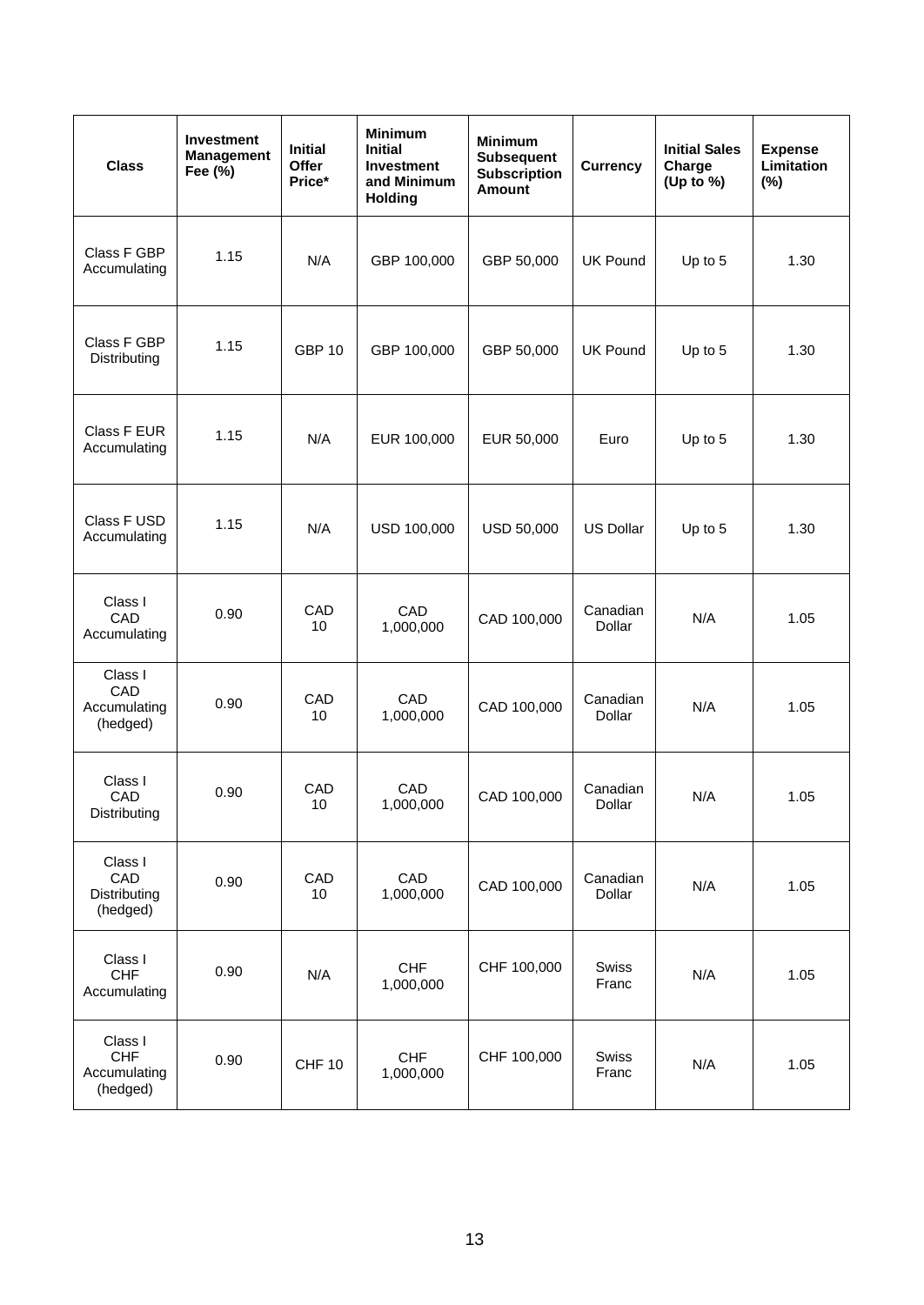| Class | Investment Management Fee (%) | Initial Offer Price* | Minimum Initial Investment and Minimum Holding | Minimum Subsequent Subscription Amount | Currency | Initial Sales Charge (Up to %) | Expense Limitation (%) |
|---|---|---|---|---|---|---|---|
| Class F GBP Accumulating | 1.15 | N/A | GBP 100,000 | GBP 50,000 | UK Pound | Up to 5 | 1.30 |
| Class F GBP Distributing | 1.15 | GBP 10 | GBP 100,000 | GBP 50,000 | UK Pound | Up to 5 | 1.30 |
| Class F EUR Accumulating | 1.15 | N/A | EUR 100,000 | EUR 50,000 | Euro | Up to 5 | 1.30 |
| Class F USD Accumulating | 1.15 | N/A | USD 100,000 | USD 50,000 | US Dollar | Up to 5 | 1.30 |
| Class I CAD Accumulating | 0.90 | CAD 10 | CAD 1,000,000 | CAD 100,000 | Canadian Dollar | N/A | 1.05 |
| Class I CAD Accumulating (hedged) | 0.90 | CAD 10 | CAD 1,000,000 | CAD 100,000 | Canadian Dollar | N/A | 1.05 |
| Class I CAD Distributing | 0.90 | CAD 10 | CAD 1,000,000 | CAD 100,000 | Canadian Dollar | N/A | 1.05 |
| Class I CAD Distributing (hedged) | 0.90 | CAD 10 | CAD 1,000,000 | CAD 100,000 | Canadian Dollar | N/A | 1.05 |
| Class I CHF Accumulating | 0.90 | N/A | CHF 1,000,000 | CHF 100,000 | Swiss Franc | N/A | 1.05 |
| Class I CHF Accumulating (hedged) | 0.90 | CHF 10 | CHF 1,000,000 | CHF 100,000 | Swiss Franc | N/A | 1.05 |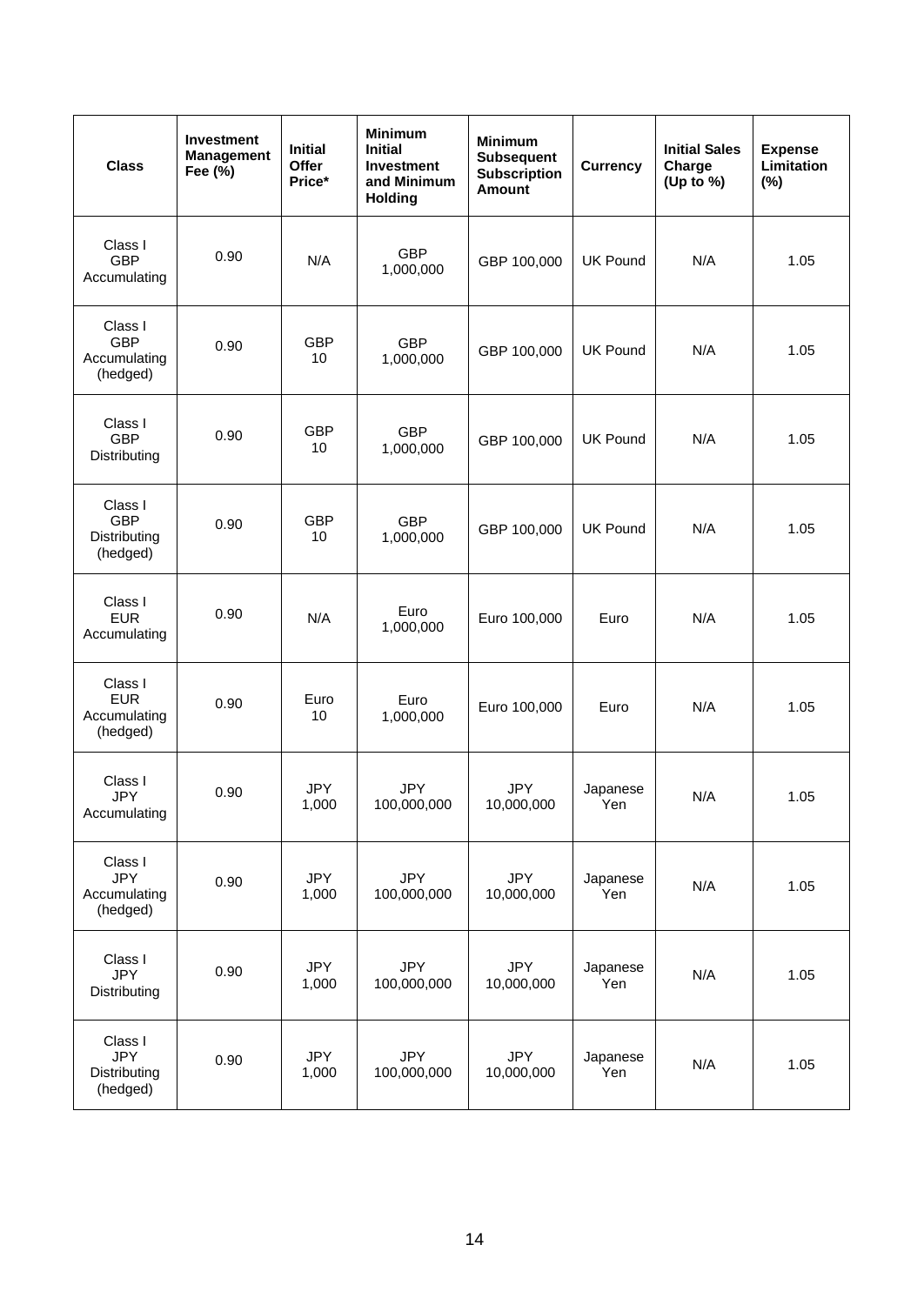| Class | Investment Management Fee (%) | Initial Offer Price* | Minimum Initial Investment and Minimum Holding | Minimum Subsequent Subscription Amount | Currency | Initial Sales Charge (Up to %) | Expense Limitation (%) |
|---|---|---|---|---|---|---|---|
| Class I GBP Accumulating | 0.90 | N/A | GBP 1,000,000 | GBP 100,000 | UK Pound | N/A | 1.05 |
| Class I GBP Accumulating (hedged) | 0.90 | GBP 10 | GBP 1,000,000 | GBP 100,000 | UK Pound | N/A | 1.05 |
| Class I GBP Distributing | 0.90 | GBP 10 | GBP 1,000,000 | GBP 100,000 | UK Pound | N/A | 1.05 |
| Class I GBP Distributing (hedged) | 0.90 | GBP 10 | GBP 1,000,000 | GBP 100,000 | UK Pound | N/A | 1.05 |
| Class I EUR Accumulating | 0.90 | N/A | Euro 1,000,000 | Euro 100,000 | Euro | N/A | 1.05 |
| Class I EUR Accumulating (hedged) | 0.90 | Euro 10 | Euro 1,000,000 | Euro 100,000 | Euro | N/A | 1.05 |
| Class I JPY Accumulating | 0.90 | JPY 1,000 | JPY 100,000,000 | JPY 10,000,000 | Japanese Yen | N/A | 1.05 |
| Class I JPY Accumulating (hedged) | 0.90 | JPY 1,000 | JPY 100,000,000 | JPY 10,000,000 | Japanese Yen | N/A | 1.05 |
| Class I JPY Distributing | 0.90 | JPY 1,000 | JPY 100,000,000 | JPY 10,000,000 | Japanese Yen | N/A | 1.05 |
| Class I JPY Distributing (hedged) | 0.90 | JPY 1,000 | JPY 100,000,000 | JPY 10,000,000 | Japanese Yen | N/A | 1.05 |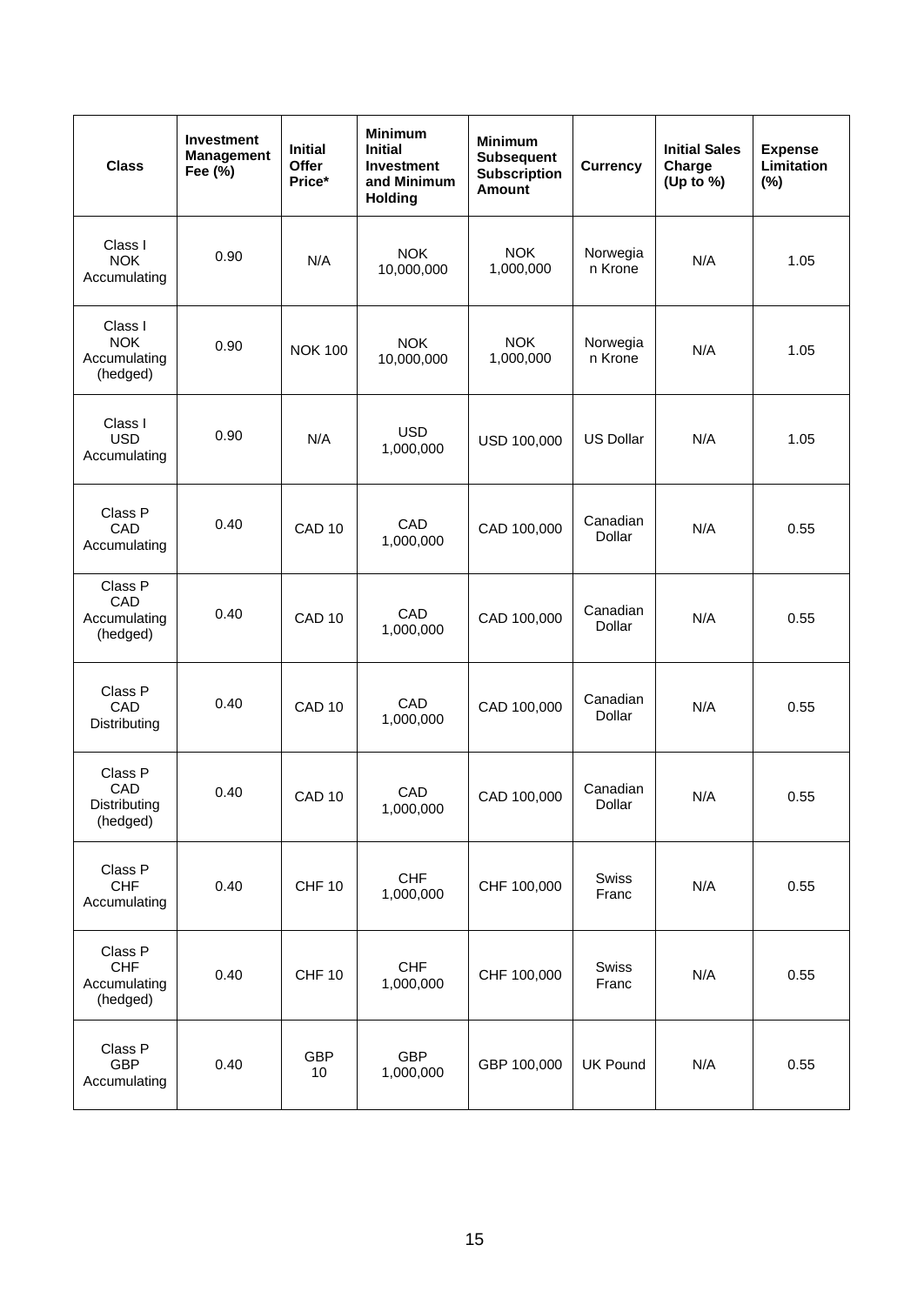| Class | Investment Management Fee (%) | Initial Offer Price* | Minimum Initial Investment and Minimum Holding | Minimum Subsequent Subscription Amount | Currency | Initial Sales Charge (Up to %) | Expense Limitation (%) |
|---|---|---|---|---|---|---|---|
| Class I NOK Accumulating | 0.90 | N/A | NOK 10,000,000 | NOK 1,000,000 | Norwegian Krone | N/A | 1.05 |
| Class I NOK Accumulating (hedged) | 0.90 | NOK 100 | NOK 10,000,000 | NOK 1,000,000 | Norwegian Krone | N/A | 1.05 |
| Class I USD Accumulating | 0.90 | N/A | USD 1,000,000 | USD 100,000 | US Dollar | N/A | 1.05 |
| Class P CAD Accumulating | 0.40 | CAD 10 | CAD 1,000,000 | CAD 100,000 | Canadian Dollar | N/A | 0.55 |
| Class P CAD Accumulating (hedged) | 0.40 | CAD 10 | CAD 1,000,000 | CAD 100,000 | Canadian Dollar | N/A | 0.55 |
| Class P CAD Distributing | 0.40 | CAD 10 | CAD 1,000,000 | CAD 100,000 | Canadian Dollar | N/A | 0.55 |
| Class P CAD Distributing (hedged) | 0.40 | CAD 10 | CAD 1,000,000 | CAD 100,000 | Canadian Dollar | N/A | 0.55 |
| Class P CHF Accumulating | 0.40 | CHF 10 | CHF 1,000,000 | CHF 100,000 | Swiss Franc | N/A | 0.55 |
| Class P CHF Accumulating (hedged) | 0.40 | CHF 10 | CHF 1,000,000 | CHF 100,000 | Swiss Franc | N/A | 0.55 |
| Class P GBP Accumulating | 0.40 | GBP 10 | GBP 1,000,000 | GBP 100,000 | UK Pound | N/A | 0.55 |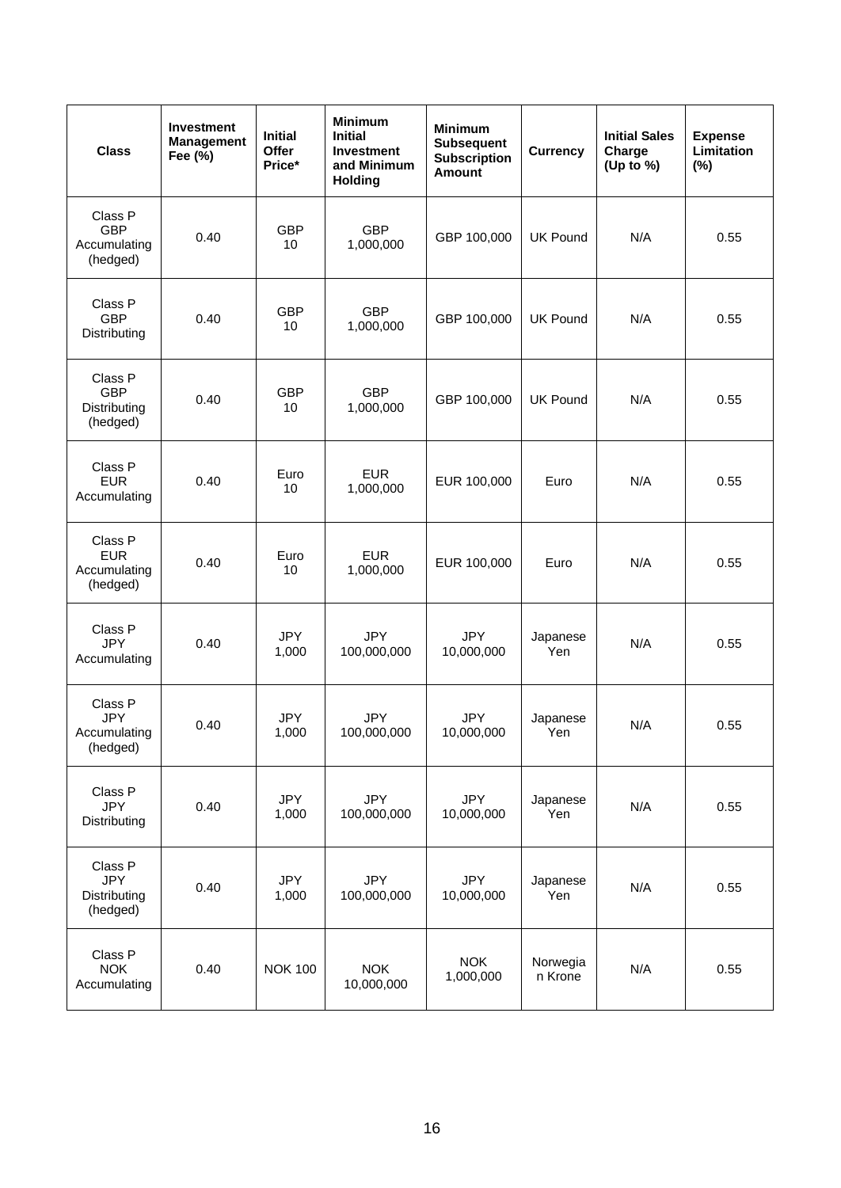| Class | Investment Management Fee (%) | Initial Offer Price* | Minimum Initial Investment and Minimum Holding | Minimum Subsequent Subscription Amount | Currency | Initial Sales Charge (Up to %) | Expense Limitation (%) |
|---|---|---|---|---|---|---|---|
| Class P GBP Accumulating (hedged) | 0.40 | GBP 10 | GBP 1,000,000 | GBP 100,000 | UK Pound | N/A | 0.55 |
| Class P GBP Distributing | 0.40 | GBP 10 | GBP 1,000,000 | GBP 100,000 | UK Pound | N/A | 0.55 |
| Class P GBP Distributing (hedged) | 0.40 | GBP 10 | GBP 1,000,000 | GBP 100,000 | UK Pound | N/A | 0.55 |
| Class P EUR Accumulating | 0.40 | Euro 10 | EUR 1,000,000 | EUR 100,000 | Euro | N/A | 0.55 |
| Class P EUR Accumulating (hedged) | 0.40 | Euro 10 | EUR 1,000,000 | EUR 100,000 | Euro | N/A | 0.55 |
| Class P JPY Accumulating | 0.40 | JPY 1,000 | JPY 100,000,000 | JPY 10,000,000 | Japanese Yen | N/A | 0.55 |
| Class P JPY Accumulating (hedged) | 0.40 | JPY 1,000 | JPY 100,000,000 | JPY 10,000,000 | Japanese Yen | N/A | 0.55 |
| Class P JPY Distributing | 0.40 | JPY 1,000 | JPY 100,000,000 | JPY 10,000,000 | Japanese Yen | N/A | 0.55 |
| Class P JPY Distributing (hedged) | 0.40 | JPY 1,000 | JPY 100,000,000 | JPY 10,000,000 | Japanese Yen | N/A | 0.55 |
| Class P NOK Accumulating | 0.40 | NOK 100 | NOK 10,000,000 | NOK 1,000,000 | Norwegian Krone | N/A | 0.55 |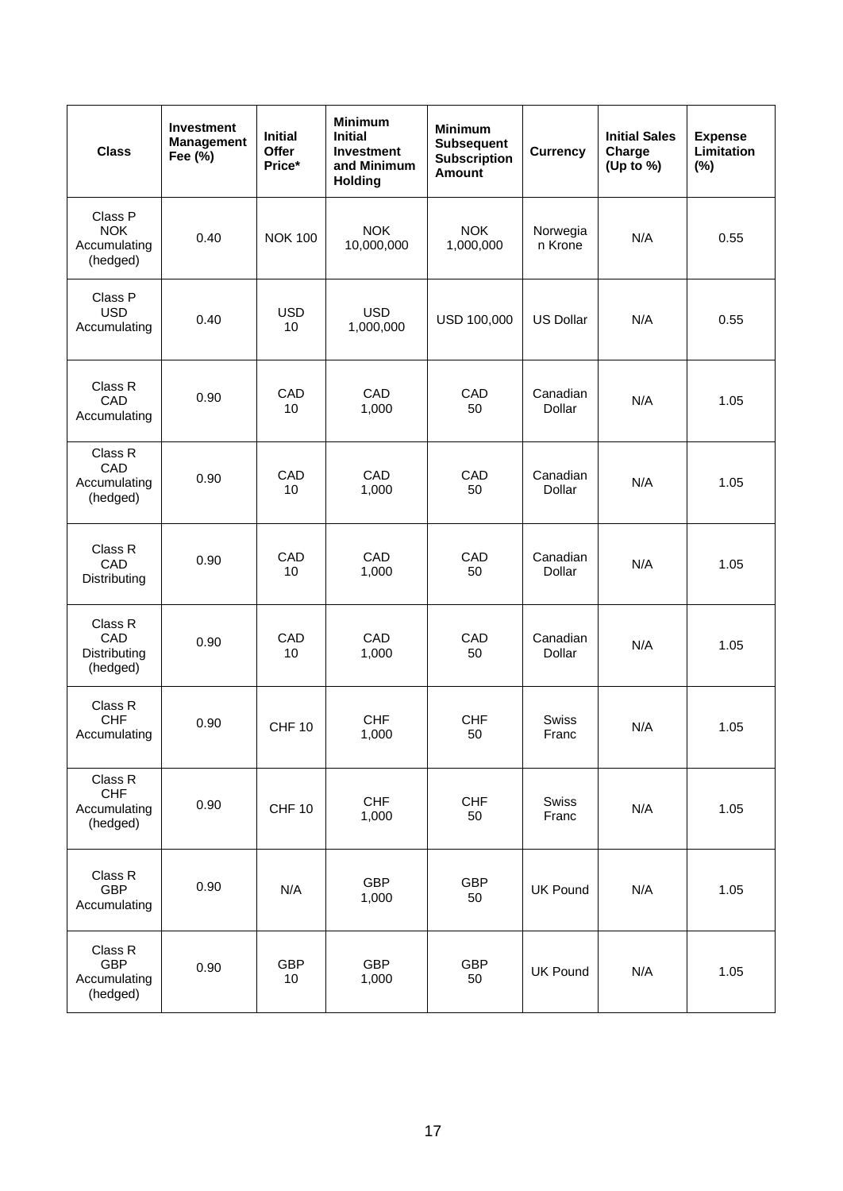| Class | Investment Management Fee (%) | Initial Offer Price* | Minimum Initial Investment and Minimum Holding | Minimum Subsequent Subscription Amount | Currency | Initial Sales Charge (Up to %) | Expense Limitation (%) |
|---|---|---|---|---|---|---|---|
| Class P NOK Accumulating (hedged) | 0.40 | NOK 100 | NOK 10,000,000 | NOK 1,000,000 | Norwegian Krone | N/A | 0.55 |
| Class P USD Accumulating | 0.40 | USD 10 | USD 1,000,000 | USD 100,000 | US Dollar | N/A | 0.55 |
| Class R CAD Accumulating | 0.90 | CAD 10 | CAD 1,000 | CAD 50 | Canadian Dollar | N/A | 1.05 |
| Class R CAD Accumulating (hedged) | 0.90 | CAD 10 | CAD 1,000 | CAD 50 | Canadian Dollar | N/A | 1.05 |
| Class R CAD Distributing | 0.90 | CAD 10 | CAD 1,000 | CAD 50 | Canadian Dollar | N/A | 1.05 |
| Class R CAD Distributing (hedged) | 0.90 | CAD 10 | CAD 1,000 | CAD 50 | Canadian Dollar | N/A | 1.05 |
| Class R CHF Accumulating | 0.90 | CHF 10 | CHF 1,000 | CHF 50 | Swiss Franc | N/A | 1.05 |
| Class R CHF Accumulating (hedged) | 0.90 | CHF 10 | CHF 1,000 | CHF 50 | Swiss Franc | N/A | 1.05 |
| Class R GBP Accumulating | 0.90 | N/A | GBP 1,000 | GBP 50 | UK Pound | N/A | 1.05 |
| Class R GBP Accumulating (hedged) | 0.90 | GBP 10 | GBP 1,000 | GBP 50 | UK Pound | N/A | 1.05 |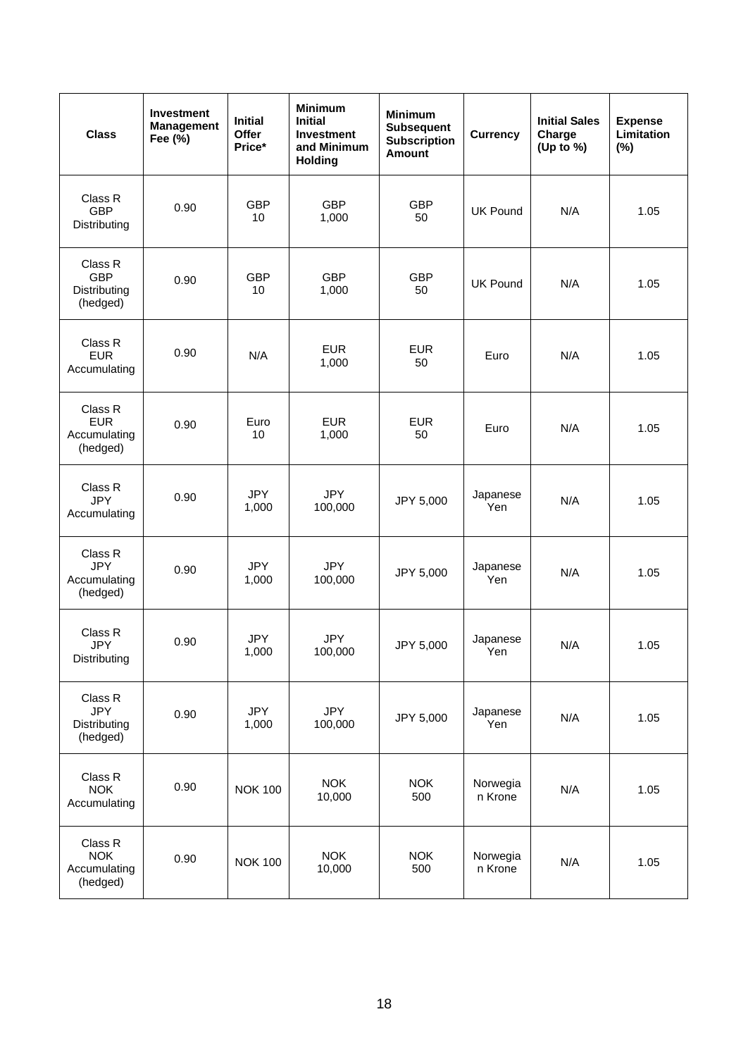| Class | Investment Management Fee (%) | Initial Offer Price* | Minimum Initial Investment and Minimum Holding | Minimum Subsequent Subscription Amount | Currency | Initial Sales Charge (Up to %) | Expense Limitation (%) |
|---|---|---|---|---|---|---|---|
| Class R GBP Distributing | 0.90 | GBP 10 | GBP 1,000 | GBP 50 | UK Pound | N/A | 1.05 |
| Class R GBP Distributing (hedged) | 0.90 | GBP 10 | GBP 1,000 | GBP 50 | UK Pound | N/A | 1.05 |
| Class R EUR Accumulating | 0.90 | N/A | EUR 1,000 | EUR 50 | Euro | N/A | 1.05 |
| Class R EUR Accumulating (hedged) | 0.90 | Euro 10 | EUR 1,000 | EUR 50 | Euro | N/A | 1.05 |
| Class R JPY Accumulating | 0.90 | JPY 1,000 | JPY 100,000 | JPY 5,000 | Japanese Yen | N/A | 1.05 |
| Class R JPY Accumulating (hedged) | 0.90 | JPY 1,000 | JPY 100,000 | JPY 5,000 | Japanese Yen | N/A | 1.05 |
| Class R JPY Distributing | 0.90 | JPY 1,000 | JPY 100,000 | JPY 5,000 | Japanese Yen | N/A | 1.05 |
| Class R JPY Distributing (hedged) | 0.90 | JPY 1,000 | JPY 100,000 | JPY 5,000 | Japanese Yen | N/A | 1.05 |
| Class R NOK Accumulating | 0.90 | NOK 100 | NOK 10,000 | NOK 500 | Norwegian Krone | N/A | 1.05 |
| Class R NOK Accumulating (hedged) | 0.90 | NOK 100 | NOK 10,000 | NOK 500 | Norwegian Krone | N/A | 1.05 |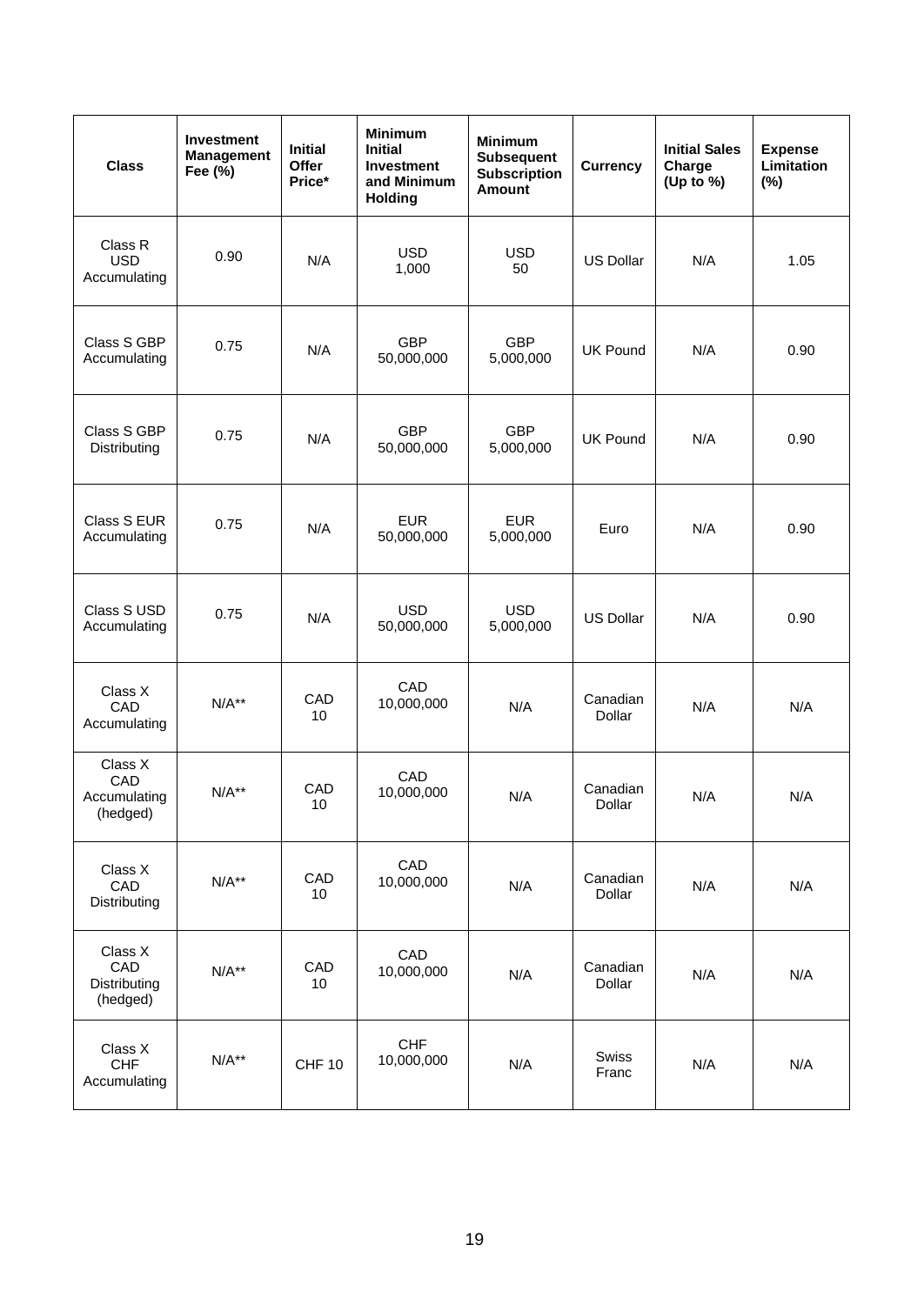| Class | Investment Management Fee (%) | Initial Offer Price* | Minimum Initial Investment and Minimum Holding | Minimum Subsequent Subscription Amount | Currency | Initial Sales Charge (Up to %) | Expense Limitation (%) |
|---|---|---|---|---|---|---|---|
| Class R USD Accumulating | 0.90 | N/A | USD 1,000 | USD 50 | US Dollar | N/A | 1.05 |
| Class S GBP Accumulating | 0.75 | N/A | GBP 50,000,000 | GBP 5,000,000 | UK Pound | N/A | 0.90 |
| Class S GBP Distributing | 0.75 | N/A | GBP 50,000,000 | GBP 5,000,000 | UK Pound | N/A | 0.90 |
| Class S EUR Accumulating | 0.75 | N/A | EUR 50,000,000 | EUR 5,000,000 | Euro | N/A | 0.90 |
| Class S USD Accumulating | 0.75 | N/A | USD 50,000,000 | USD 5,000,000 | US Dollar | N/A | 0.90 |
| Class X CAD Accumulating | N/A** | CAD 10 | CAD 10,000,000 | N/A | Canadian Dollar | N/A | N/A |
| Class X CAD Accumulating (hedged) | N/A** | CAD 10 | CAD 10,000,000 | N/A | Canadian Dollar | N/A | N/A |
| Class X CAD Distributing | N/A** | CAD 10 | CAD 10,000,000 | N/A | Canadian Dollar | N/A | N/A |
| Class X CAD Distributing (hedged) | N/A** | CAD 10 | CAD 10,000,000 | N/A | Canadian Dollar | N/A | N/A |
| Class X CHF Accumulating | N/A** | CHF 10 | CHF 10,000,000 | N/A | Swiss Franc | N/A | N/A |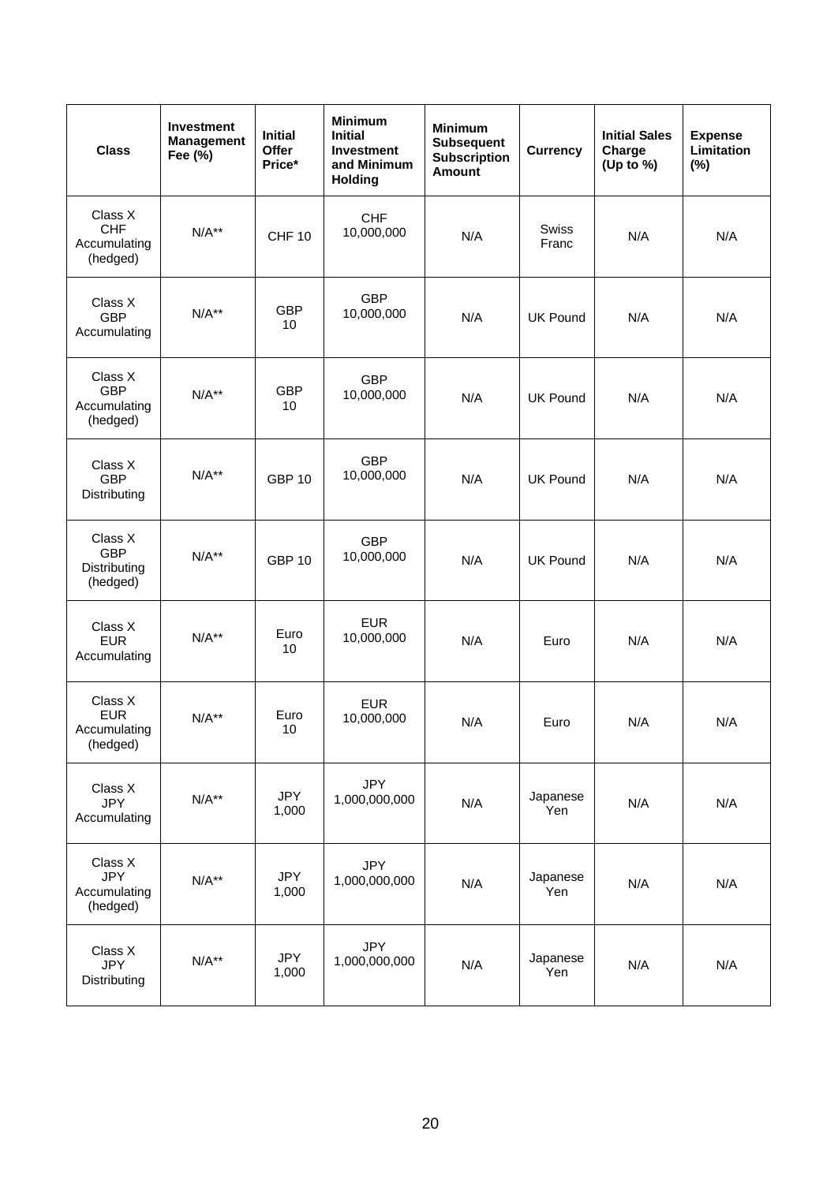| Class | Investment Management Fee (%) | Initial Offer Price* | Minimum Initial Investment and Minimum Holding | Minimum Subsequent Subscription Amount | Currency | Initial Sales Charge (Up to %) | Expense Limitation (%) |
|---|---|---|---|---|---|---|---|
| Class X CHF Accumulating (hedged) | N/A** | CHF 10 | CHF 10,000,000 | N/A | Swiss Franc | N/A | N/A |
| Class X GBP Accumulating | N/A** | GBP 10 | GBP 10,000,000 | N/A | UK Pound | N/A | N/A |
| Class X GBP Accumulating (hedged) | N/A** | GBP 10 | GBP 10,000,000 | N/A | UK Pound | N/A | N/A |
| Class X GBP Distributing | N/A** | GBP 10 | GBP 10,000,000 | N/A | UK Pound | N/A | N/A |
| Class X GBP Distributing (hedged) | N/A** | GBP 10 | GBP 10,000,000 | N/A | UK Pound | N/A | N/A |
| Class X EUR Accumulating | N/A** | Euro 10 | EUR 10,000,000 | N/A | Euro | N/A | N/A |
| Class X EUR Accumulating (hedged) | N/A** | Euro 10 | EUR 10,000,000 | N/A | Euro | N/A | N/A |
| Class X JPY Accumulating | N/A** | JPY 1,000 | JPY 1,000,000,000 | N/A | Japanese Yen | N/A | N/A |
| Class X JPY Accumulating (hedged) | N/A** | JPY 1,000 | JPY 1,000,000,000 | N/A | Japanese Yen | N/A | N/A |
| Class X JPY Distributing | N/A** | JPY 1,000 | JPY 1,000,000,000 | N/A | Japanese Yen | N/A | N/A |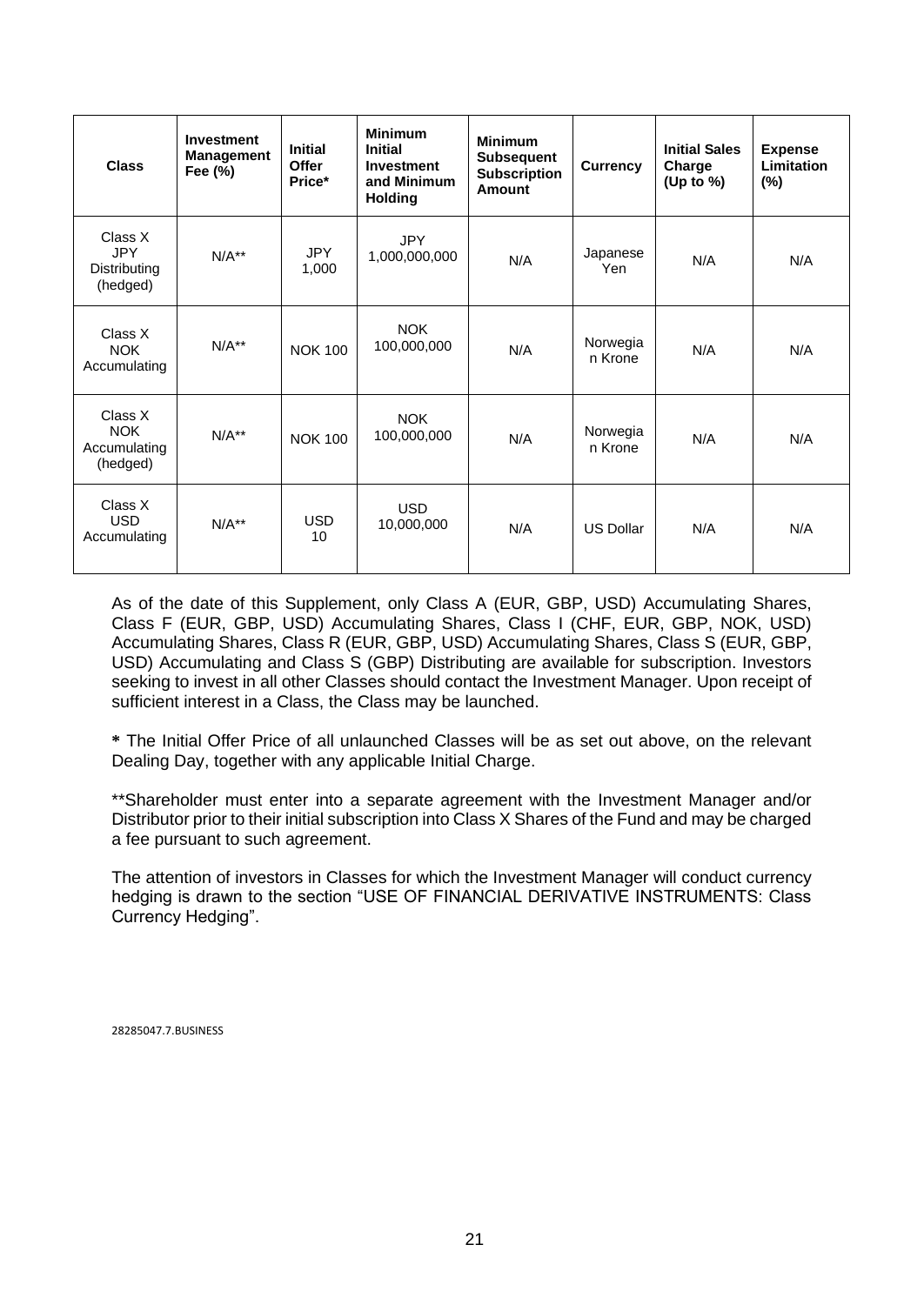| Class | Investment Management Fee (%) | Initial Offer Price* | Minimum Initial Investment and Minimum Holding | Minimum Subsequent Subscription Amount | Currency | Initial Sales Charge (Up to %) | Expense Limitation (%) |
|---|---|---|---|---|---|---|---|
| Class X JPY Distributing (hedged) | N/A** | JPY 1,000 | JPY 1,000,000,000 | N/A | Japanese Yen | N/A | N/A |
| Class X NOK Accumulating | N/A** | NOK 100 | NOK 100,000,000 | N/A | Norwegian Krone | N/A | N/A |
| Class X NOK Accumulating (hedged) | N/A** | NOK 100 | NOK 100,000,000 | N/A | Norwegian Krone | N/A | N/A |
| Class X USD Accumulating | N/A** | USD 10 | USD 10,000,000 | N/A | US Dollar | N/A | N/A |

As of the date of this Supplement, only Class A (EUR, GBP, USD) Accumulating Shares, Class F (EUR, GBP, USD) Accumulating Shares, Class I (CHF, EUR, GBP, NOK, USD) Accumulating Shares, Class R (EUR, GBP, USD) Accumulating Shares, Class S (EUR, GBP, USD) Accumulating and Class S (GBP) Distributing are available for subscription. Investors seeking to invest in all other Classes should contact the Investment Manager. Upon receipt of sufficient interest in a Class, the Class may be launched.

**\*** The Initial Offer Price of all unlaunched Classes will be as set out above, on the relevant Dealing Day, together with any applicable Initial Charge.

**Shareholder must enter into a separate agreement with the Investment Manager and/or Distributor prior to their initial subscription into Class X Shares of the Fund and may be charged a fee pursuant to such agreement.

The attention of investors in Classes for which the Investment Manager will conduct currency hedging is drawn to the section "USE OF FINANCIAL DERIVATIVE INSTRUMENTS: Class Currency Hedging".

28285047.7.BUSINESS